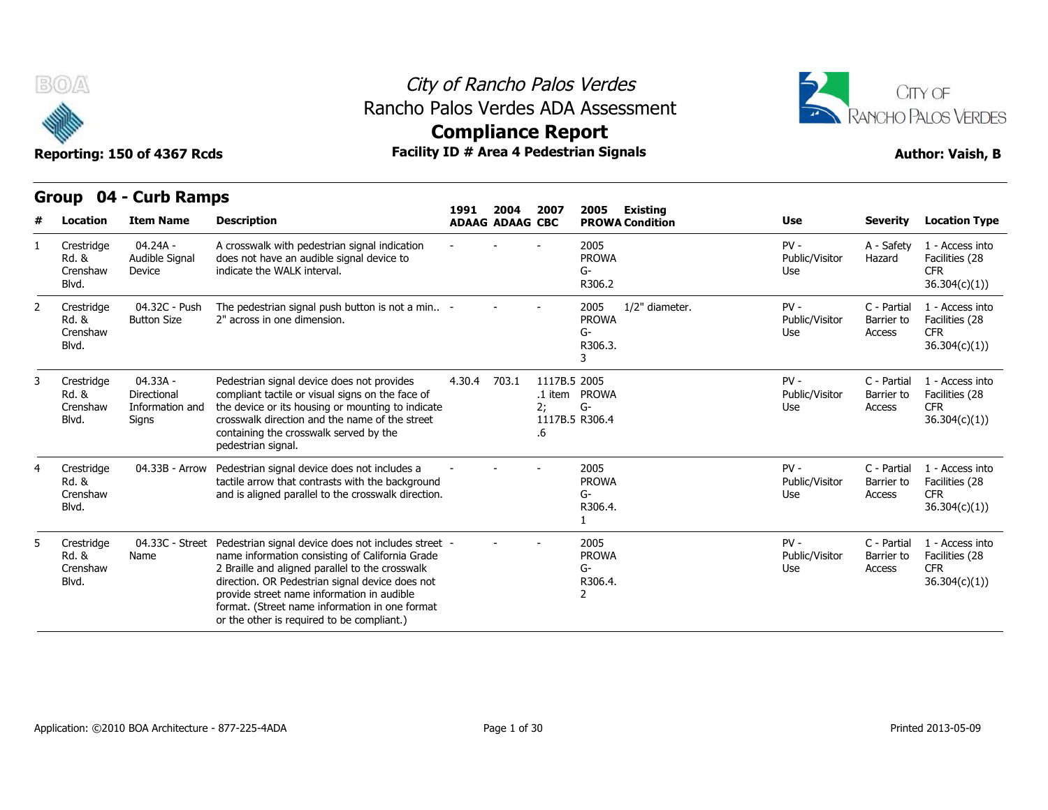# City of Rancho Palos Verdes
## Rancho Palos Verdes ADA Assessment
## Compliance Report

**Reporting: 150 of 4367 Rcds** | **Facility ID # Area 4 Pedestrian Signals** | **Author: Vaish, B**

## Group 04 - Curb Ramps

| # | Location | Item Name | Description | 1991 ADAAG | 2004 ADAAG | 2007 CBC | 2005 PROWA | Existing Condition | Use | Severity | Location Type |
|---|---|---|---|---|---|---|---|---|---|---|---|
| 1 | Crestridge Rd. & Crenshaw Blvd. | 04.24A - Audible Signal Device | A crosswalk with pedestrian signal indication does not have an audible signal device to indicate the WALK interval. | - | - | - | 2005 PROWA G-R306.2 | | PV - Public/Visitor Use | A - Safety Hazard | 1 - Access into Facilities (28 CFR 36.304(c)(1)) |
| 2 | Crestridge Rd. & Crenshaw Blvd. | 04.32C - Push Button Size | The pedestrian signal push button is not a min.. 2" across in one dimension. | - | - | - | 2005 PROWA G-R306.3.3 | 1/2" diameter. | PV - Public/Visitor Use | C - Partial Barrier to Access | 1 - Access into Facilities (28 CFR 36.304(c)(1)) |
| 3 | Crestridge Rd. & Crenshaw Blvd. | 04.33A - Directional Information and Signs | Pedestrian signal device does not provides compliant tactile or visual signs on the face of the device or its housing or mounting to indicate crosswalk direction and the name of the street containing the crosswalk served by the pedestrian signal. | 4.30.4 | 703.1 | 1117B.5.1 item 2; 1117B.5.6 | 2005 PROWA G-R306.4 | | PV - Public/Visitor Use | C - Partial Barrier to Access | 1 - Access into Facilities (28 CFR 36.304(c)(1)) |
| 4 | Crestridge Rd. & Crenshaw Blvd. | 04.33B - Arrow | Pedestrian signal device does not includes a tactile arrow that contrasts with the background and is aligned parallel to the crosswalk direction. | - | - | - | 2005 PROWA G-R306.4.1 | | PV - Public/Visitor Use | C - Partial Barrier to Access | 1 - Access into Facilities (28 CFR 36.304(c)(1)) |
| 5 | Crestridge Rd. & Crenshaw Blvd. | 04.33C - Street Name | Pedestrian signal device does not includes street name information consisting of California Grade 2 Braille and aligned parallel to the crosswalk direction. OR Pedestrian signal device does not provide street name information in audible format. (Street name information in one format or the other is required to be compliant.) | - | - | - | 2005 PROWA G-R306.4.2 | | PV - Public/Visitor Use | C - Partial Barrier to Access | 1 - Access into Facilities (28 CFR 36.304(c)(1)) |

Application: ©2010 BOA Architecture - 877-225-4ADA

Printed 2013-05-09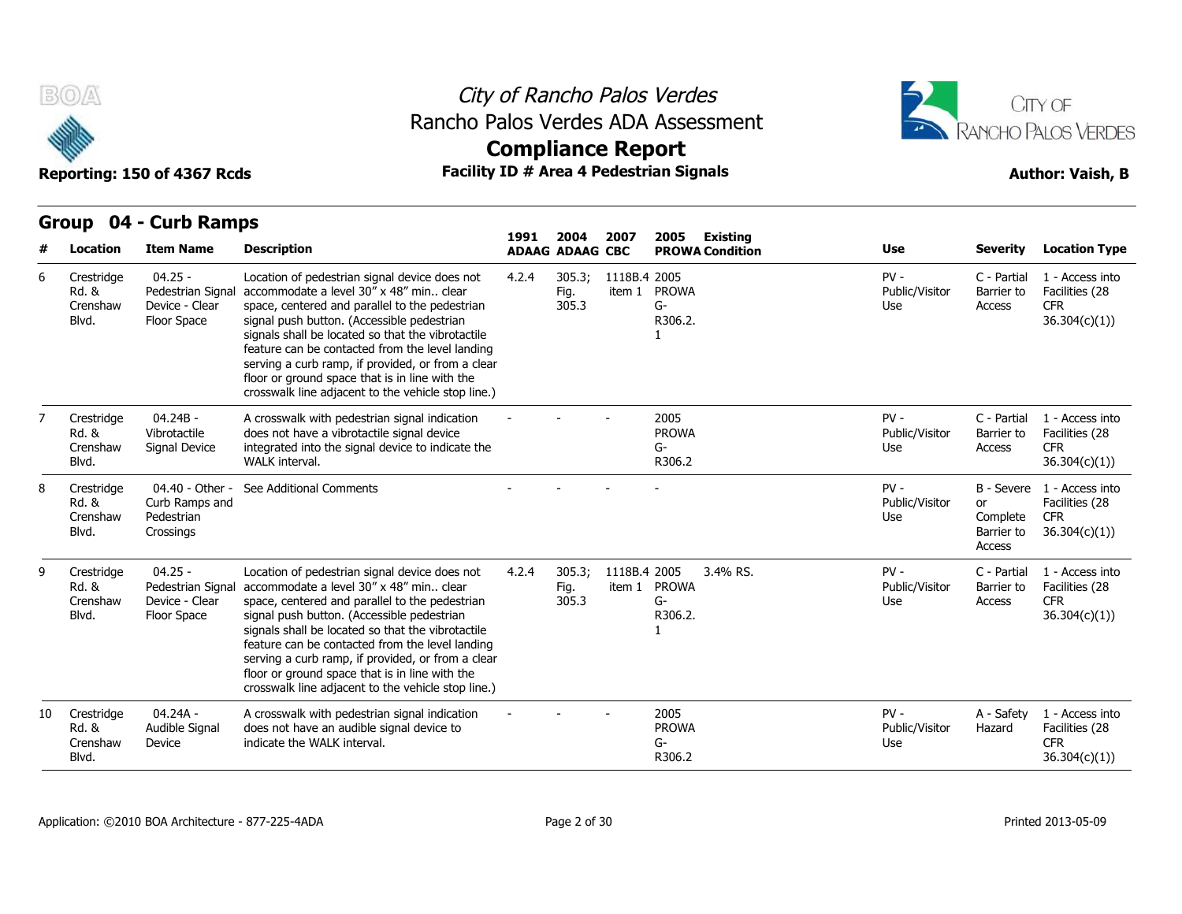# City of Rancho Palos Verdes
## Rancho Palos Verdes ADA Assessment
## Compliance Report

**Reporting: 150 of 4367 Rcds** | **Facility ID # Area 4 Pedestrian Signals** | **Author: Vaish, B**

## Group 04 - Curb Ramps

| # | Location | Item Name | Description | 1991 ADAAG | 2004 ADAAG | 2007 CBC | 2005 PROWA | Existing Condition | Use | Severity | Location Type |
|---|---|---|---|---|---|---|---|---|---|---|---|
| 6 | Crestridge Rd. & Crenshaw Blvd. | 04.25 - Pedestrian Signal Device - Clear Floor Space | Location of pedestrian signal device does not accommodate a level 30" x 48" min.. clear space, centered and parallel to the pedestrian signal push button. (Accessible pedestrian signals shall be located so that the vibrotactile feature can be contacted from the level landing serving a curb ramp, if provided, or from a clear floor or ground space that is in line with the crosswalk line adjacent to the vehicle stop line.) | 4.2.4 | 305.3; Fig. 305.3 | 1118B.4 item 1 | 2005 PROWA G-R306.2.1 | | PV - Public/Visitor Use | C - Partial Barrier to Access | 1 - Access into Facilities (28 CFR 36.304(c)(1)) |
| 7 | Crestridge Rd. & Crenshaw Blvd. | 04.24B - Vibrotactile Signal Device | A crosswalk with pedestrian signal indication does not have a vibrotactile signal device integrated into the signal device to indicate the WALK interval. | - | - | - | 2005 PROWA G-R306.2 | | PV - Public/Visitor Use | C - Partial Barrier to Access | 1 - Access into Facilities (28 CFR 36.304(c)(1)) |
| 8 | Crestridge Rd. & Crenshaw Blvd. | 04.40 - Other - Curb Ramps and Pedestrian Crossings | See Additional Comments | - | - | - | - | | PV - Public/Visitor Use | B - Severe or Complete Barrier to Access | 1 - Access into Facilities (28 CFR 36.304(c)(1)) |
| 9 | Crestridge Rd. & Crenshaw Blvd. | 04.25 - Pedestrian Signal Device - Clear Floor Space | Location of pedestrian signal device does not accommodate a level 30" x 48" min.. clear space, centered and parallel to the pedestrian signal push button. (Accessible pedestrian signals shall be located so that the vibrotactile feature can be contacted from the level landing serving a curb ramp, if provided, or from a clear floor or ground space that is in line with the crosswalk line adjacent to the vehicle stop line.) | 4.2.4 | 305.3; Fig. 305.3 | 1118B.4 item 1 | 2005 PROWA G-R306.2.1 | 3.4% RS. | PV - Public/Visitor Use | C - Partial Barrier to Access | 1 - Access into Facilities (28 CFR 36.304(c)(1)) |
| 10 | Crestridge Rd. & Crenshaw Blvd. | 04.24A - Audible Signal Device | A crosswalk with pedestrian signal indication does not have an audible signal device to indicate the WALK interval. | - | - | - | 2005 PROWA G-R306.2 | | PV - Public/Visitor Use | A - Safety Hazard | 1 - Access into Facilities (28 CFR 36.304(c)(1)) |

Application: ©2010 BOA Architecture - 877-225-4ADA

Printed 2013-05-09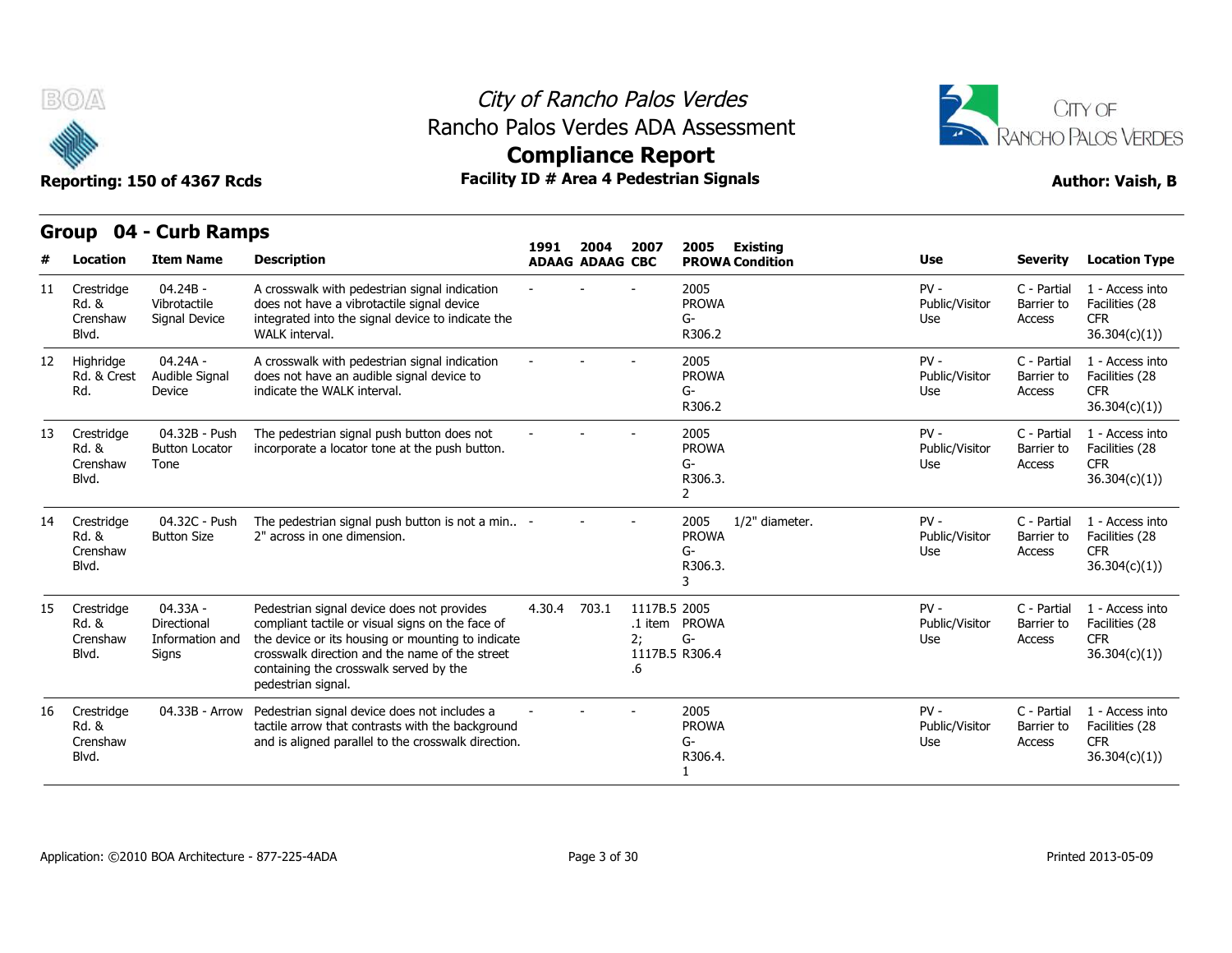City of Rancho Palos Verdes
Rancho Palos Verdes ADA Assessment
**Compliance Report**

**Reporting: 150 of 4367 Rcds** | **Facility ID # Area 4 Pedestrian Signals** | **Author: Vaish, B**

## Group 04 - Curb Ramps

| # | Location | Item Name | Description | 1991 ADAAG | 2004 ADAAG | 2007 CBC | 2005 PROWA | Existing Condition | Use | Severity | Location Type |
|---|---|---|---|---|---|---|---|---|---|---|---|
| 11 | Crestridge Rd. & Crenshaw Blvd. | 04.24B - Vibrotactile Signal Device | A crosswalk with pedestrian signal indication does not have a vibrotactile signal device integrated into the signal device to indicate the WALK interval. | - | - | - | 2005 PROWA G-R306.2 | | PV - Public/Visitor Use | C - Partial Barrier to Access | 1 - Access into Facilities (28 CFR 36.304(c)(1)) |
| 12 | Highridge Rd. & Crest Rd. | 04.24A - Audible Signal Device | A crosswalk with pedestrian signal indication does not have an audible signal device to indicate the WALK interval. | - | - | - | 2005 PROWA G-R306.2 | | PV - Public/Visitor Use | C - Partial Barrier to Access | 1 - Access into Facilities (28 CFR 36.304(c)(1)) |
| 13 | Crestridge Rd. & Crenshaw Blvd. | 04.32B - Push Button Locator Tone | The pedestrian signal push button does not incorporate a locator tone at the push button. | - | - | - | 2005 PROWA G-R306.3.2 | | PV - Public/Visitor Use | C - Partial Barrier to Access | 1 - Access into Facilities (28 CFR 36.304(c)(1)) |
| 14 | Crestridge Rd. & Crenshaw Blvd. | 04.32C - Push Button Size | The pedestrian signal push button is not a min.. 2" across in one dimension. | - | - | - | 2005 PROWA G-R306.3.3 | 1/2" diameter. | PV - Public/Visitor Use | C - Partial Barrier to Access | 1 - Access into Facilities (28 CFR 36.304(c)(1)) |
| 15 | Crestridge Rd. & Crenshaw Blvd. | 04.33A - Directional Information and Signs | Pedestrian signal device does not provides compliant tactile or visual signs on the face of the device or its housing or mounting to indicate crosswalk direction and the name of the street containing the crosswalk served by the pedestrian signal. | 4.30.4 | 703.1 | 1117B.5.1 item 2; 1117B.5.6 | 2005 PROWA G-R306.4 | | PV - Public/Visitor Use | C - Partial Barrier to Access | 1 - Access into Facilities (28 CFR 36.304(c)(1)) |
| 16 | Crestridge Rd. & Crenshaw Blvd. | 04.33B - Arrow | Pedestrian signal device does not includes a tactile arrow that contrasts with the background and is aligned parallel to the crosswalk direction. | - | - | - | 2005 PROWA G-R306.4.1 | | PV - Public/Visitor Use | C - Partial Barrier to Access | 1 - Access into Facilities (28 CFR 36.304(c)(1)) |

Application: ©2010 BOA Architecture - 877-225-4ADA | Printed 2013-05-09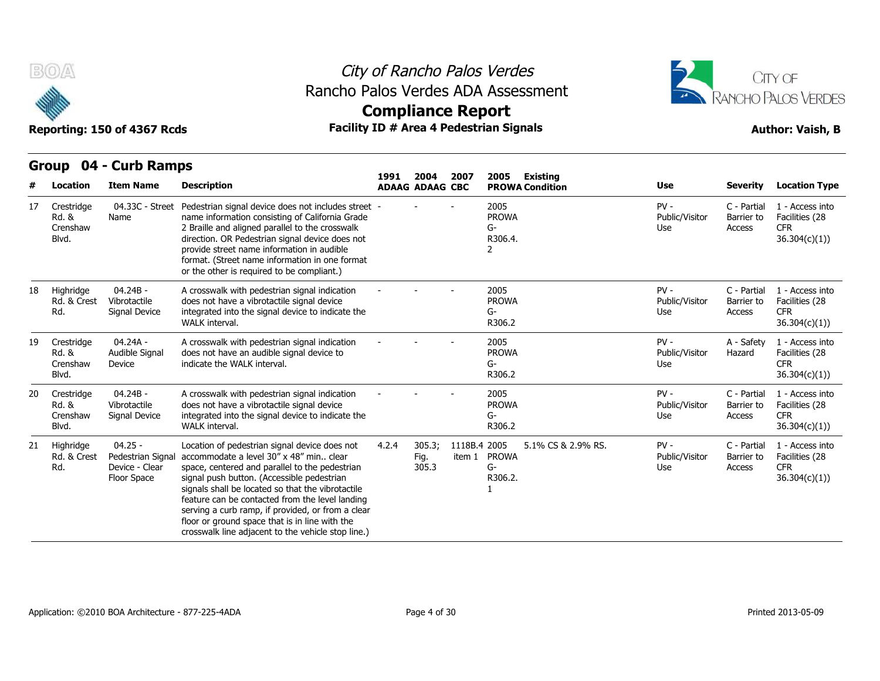# City of Rancho Palos Verdes
## Rancho Palos Verdes ADA Assessment
## Compliance Report

**Reporting: 150 of 4367 Rcds** | **Facility ID # Area 4 Pedestrian Signals** | **Author: Vaish, B**

## Group 04 - Curb Ramps

| # | Location | Item Name | Description | 1991 ADAAG | 2004 ADAAG | 2007 CBC | 2005 PROWA | Existing Condition | Use | Severity | Location Type |
|---|---|---|---|---|---|---|---|---|---|---|---|
| 17 | Crestridge Rd. & Crenshaw Blvd. | 04.33C - Street Name | Pedestrian signal device does not includes street name information consisting of California Grade 2 Braille and aligned parallel to the crosswalk direction. OR Pedestrian signal device does not provide street name information in audible format. (Street name information in one format or the other is required to be compliant.) | - | - | - | 2005 PROWA G-R306.4.2 | | PV - Public/Visitor Use | C - Partial Barrier to Access | 1 - Access into Facilities (28 CFR 36.304(c)(1)) |
| 18 | Highridge Rd. & Crest Rd. | 04.24B - Vibrotactile Signal Device | A crosswalk with pedestrian signal indication does not have a vibrotactile signal device integrated into the signal device to indicate the WALK interval. | - | - | - | 2005 PROWA G-R306.2 | | PV - Public/Visitor Use | C - Partial Barrier to Access | 1 - Access into Facilities (28 CFR 36.304(c)(1)) |
| 19 | Crestridge Rd. & Crenshaw Blvd. | 04.24A - Audible Signal Device | A crosswalk with pedestrian signal indication does not have an audible signal device to indicate the WALK interval. | - | - | - | 2005 PROWA G-R306.2 | | PV - Public/Visitor Use | A - Safety Hazard | 1 - Access into Facilities (28 CFR 36.304(c)(1)) |
| 20 | Crestridge Rd. & Crenshaw Blvd. | 04.24B - Vibrotactile Signal Device | A crosswalk with pedestrian signal indication does not have a vibrotactile signal device integrated into the signal device to indicate the WALK interval. | - | - | - | 2005 PROWA G-R306.2 | | PV - Public/Visitor Use | C - Partial Barrier to Access | 1 - Access into Facilities (28 CFR 36.304(c)(1)) |
| 21 | Highridge Rd. & Crest Rd. | 04.25 - Pedestrian Signal Device - Clear Floor Space | Location of pedestrian signal device does not accommodate a level 30" x 48" min.. clear space, centered and parallel to the pedestrian signal push button. (Accessible pedestrian signals shall be located so that the vibrotactile feature can be contacted from the level landing serving a curb ramp, if provided, or from a clear floor or ground space that is in line with the crosswalk line adjacent to the vehicle stop line.) | 4.2.4 | 305.3; Fig. 305.3 | 1118B.4 item 1 | 2005 PROWA G-R306.2.1 | 5.1% CS & 2.9% RS. | PV - Public/Visitor Use | C - Partial Barrier to Access | 1 - Access into Facilities (28 CFR 36.304(c)(1)) |

Application: ©2010 BOA Architecture - 877-225-4ADA | Printed 2013-05-09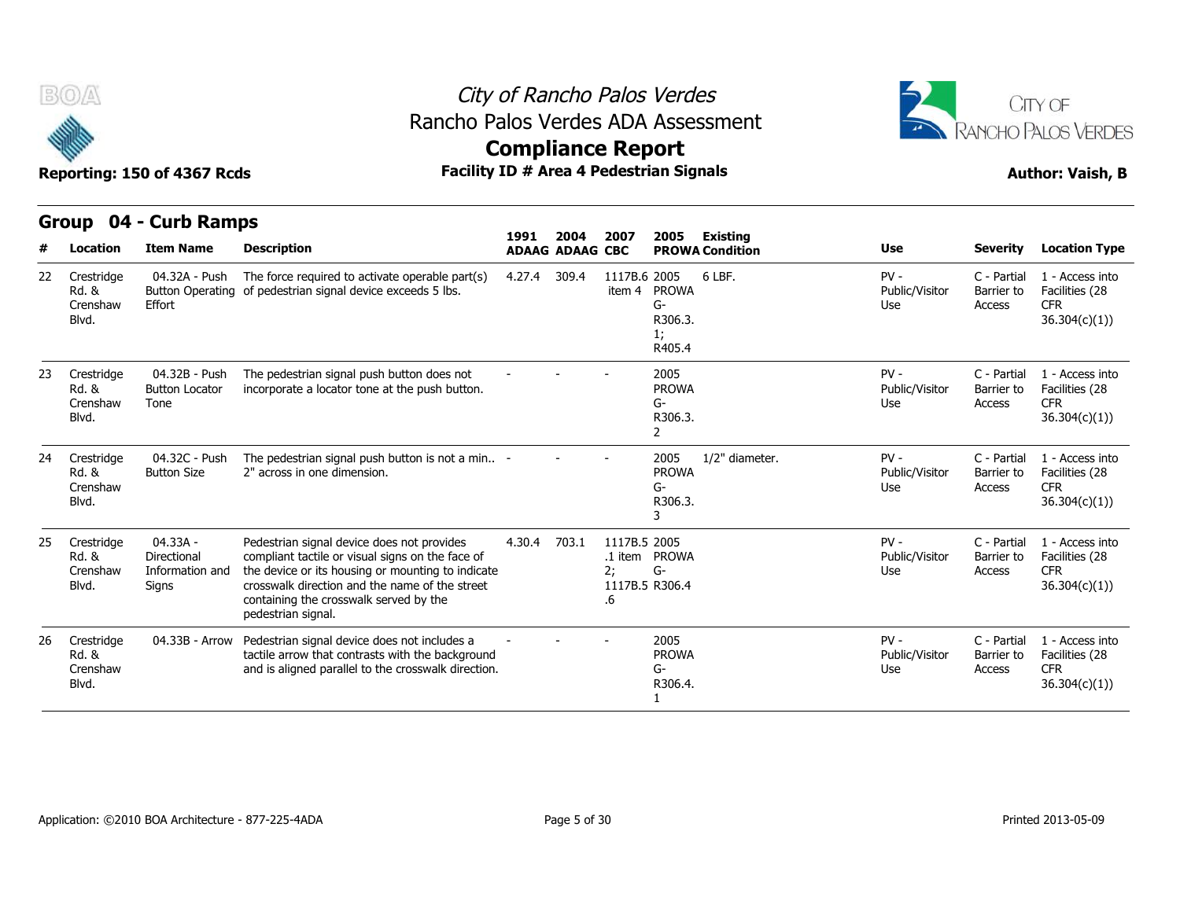# City of Rancho Palos Verdes

Rancho Palos Verdes ADA Assessment

**Compliance Report**

**Reporting: 150 of 4367 Rcds** **Facility ID # Area 4 Pedestrian Signals** **Author: Vaish, B**

## Group 04 - Curb Ramps

| # | Location | Item Name | Description | 1991 ADAAG | 2004 ADAAG | 2007 CBC | 2005 PROWA | Existing Condition | Use | Severity | Location Type |
|---|---|---|---|---|---|---|---|---|---|---|---|
| 22 | Crestridge Rd. & Crenshaw Blvd. | 04.32A - Push Button Operating Effort | The force required to activate operable part(s) of pedestrian signal device exceeds 5 lbs. | 4.27.4 | 309.4 | 1117B.6 item 4 | 2005 PROWA G-R306.3.1; R405.4 | 6 LBF. | PV - Public/Visitor Use | C - Partial Barrier to Access | 1 - Access into Facilities (28 CFR 36.304(c)(1)) |
| 23 | Crestridge Rd. & Crenshaw Blvd. | 04.32B - Push Button Locator Tone | The pedestrian signal push button does not incorporate a locator tone at the push button. | - | - | - | 2005 PROWA G-R306.3.2 | | PV - Public/Visitor Use | C - Partial Barrier to Access | 1 - Access into Facilities (28 CFR 36.304(c)(1)) |
| 24 | Crestridge Rd. & Crenshaw Blvd. | 04.32C - Push Button Size | The pedestrian signal push button is not a min.. 2" across in one dimension. | - | - | - | 2005 PROWA G-R306.3.3 | 1/2" diameter. | PV - Public/Visitor Use | C - Partial Barrier to Access | 1 - Access into Facilities (28 CFR 36.304(c)(1)) |
| 25 | Crestridge Rd. & Crenshaw Blvd. | 04.33A - Directional Information and Signs | Pedestrian signal device does not provides compliant tactile or visual signs on the face of the device or its housing or mounting to indicate crosswalk direction and the name of the street containing the crosswalk served by the pedestrian signal. | 4.30.4 | 703.1 | 1117B.5.1 item 2; 1117B.5.6 | 2005 PROWA G-R306.4 | | PV - Public/Visitor Use | C - Partial Barrier to Access | 1 - Access into Facilities (28 CFR 36.304(c)(1)) |
| 26 | Crestridge Rd. & Crenshaw Blvd. | 04.33B - Arrow | Pedestrian signal device does not includes a tactile arrow that contrasts with the background and is aligned parallel to the crosswalk direction. | - | - | - | 2005 PROWA G-R306.4.1 | | PV - Public/Visitor Use | C - Partial Barrier to Access | 1 - Access into Facilities (28 CFR 36.304(c)(1)) |

Application: ©2010 BOA Architecture - 877-225-4ADA Printed 2013-05-09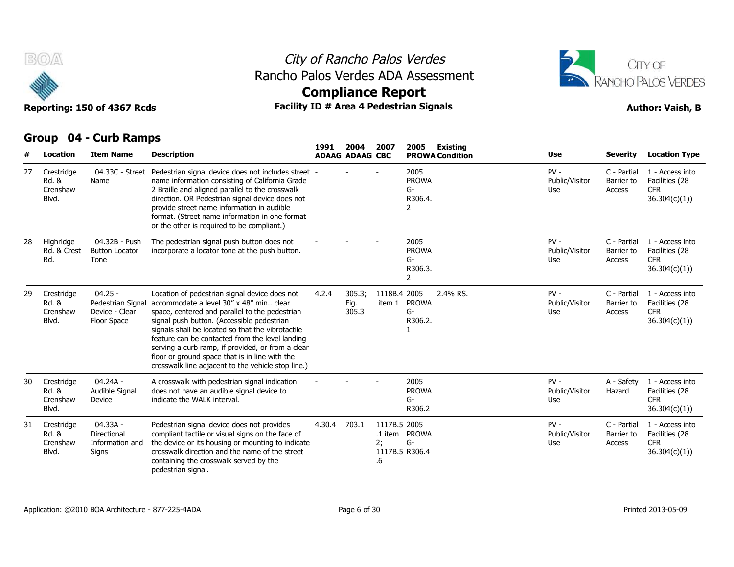# City of Rancho Palos Verdes
## Rancho Palos Verdes ADA Assessment
## Compliance Report

**Reporting: 150 of 4367 Rcds** | **Facility ID # Area 4 Pedestrian Signals** | **Author: Vaish, B**

## Group 04 - Curb Ramps

| # | Location | Item Name | Description | 1991 ADAAG | 2004 ADAAG | 2007 CBC | 2005 PROWA | Existing Condition | Use | Severity | Location Type |
|---|---|---|---|---|---|---|---|---|---|---|---|
| 27 | Crestridge Rd. & Crenshaw Blvd. | 04.33C - Street Name | Pedestrian signal device does not includes street name information consisting of California Grade 2 Braille and aligned parallel to the crosswalk direction. OR Pedestrian signal device does not provide street name information in audible format. (Street name information in one format or the other is required to be compliant.) | - | - | - | 2005 PROWA G-R306.4.2 | | PV - Public/Visitor Use | C - Partial Barrier to Access | 1 - Access into Facilities (28 CFR 36.304(c)(1)) |
| 28 | Highridge Rd. & Crest Rd. | 04.32B - Push Button Locator Tone | The pedestrian signal push button does not incorporate a locator tone at the push button. | - | - | - | 2005 PROWA G-R306.3.2 | | PV - Public/Visitor Use | C - Partial Barrier to Access | 1 - Access into Facilities (28 CFR 36.304(c)(1)) |
| 29 | Crestridge Rd. & Crenshaw Blvd. | 04.25 - Pedestrian Signal Device - Clear Floor Space | Location of pedestrian signal device does not accommodate a level 30" x 48" min.. clear space, centered and parallel to the pedestrian signal push button. (Accessible pedestrian signals shall be located so that the vibrotactile feature can be contacted from the level landing serving a curb ramp, if provided, or from a clear floor or ground space that is in line with the crosswalk line adjacent to the vehicle stop line.) | 4.2.4 | 305.3; Fig. 305.3 | 1118B.4 item 1 | 2005 PROWA G-R306.2.1 | 2.4% RS. | PV - Public/Visitor Use | C - Partial Barrier to Access | 1 - Access into Facilities (28 CFR 36.304(c)(1)) |
| 30 | Crestridge Rd. & Crenshaw Blvd. | 04.24A - Audible Signal Device | A crosswalk with pedestrian signal indication does not have an audible signal device to indicate the WALK interval. | - | - | - | 2005 PROWA G-R306.2 | | PV - Public/Visitor Use | A - Safety Hazard | 1 - Access into Facilities (28 CFR 36.304(c)(1)) |
| 31 | Crestridge Rd. & Crenshaw Blvd. | 04.33A - Directional Information and Signs | Pedestrian signal device does not provides compliant tactile or visual signs on the face of the device or its housing or mounting to indicate crosswalk direction and the name of the street containing the crosswalk served by the pedestrian signal. | 4.30.4 | 703.1 | 1117B.5.1 item 2; 1117B.5.6 | 2005 PROWA G-R306.4 | | PV - Public/Visitor Use | C - Partial Barrier to Access | 1 - Access into Facilities (28 CFR 36.304(c)(1)) |

Application: ©2010 BOA Architecture - 877-225-4ADA | Printed 2013-05-09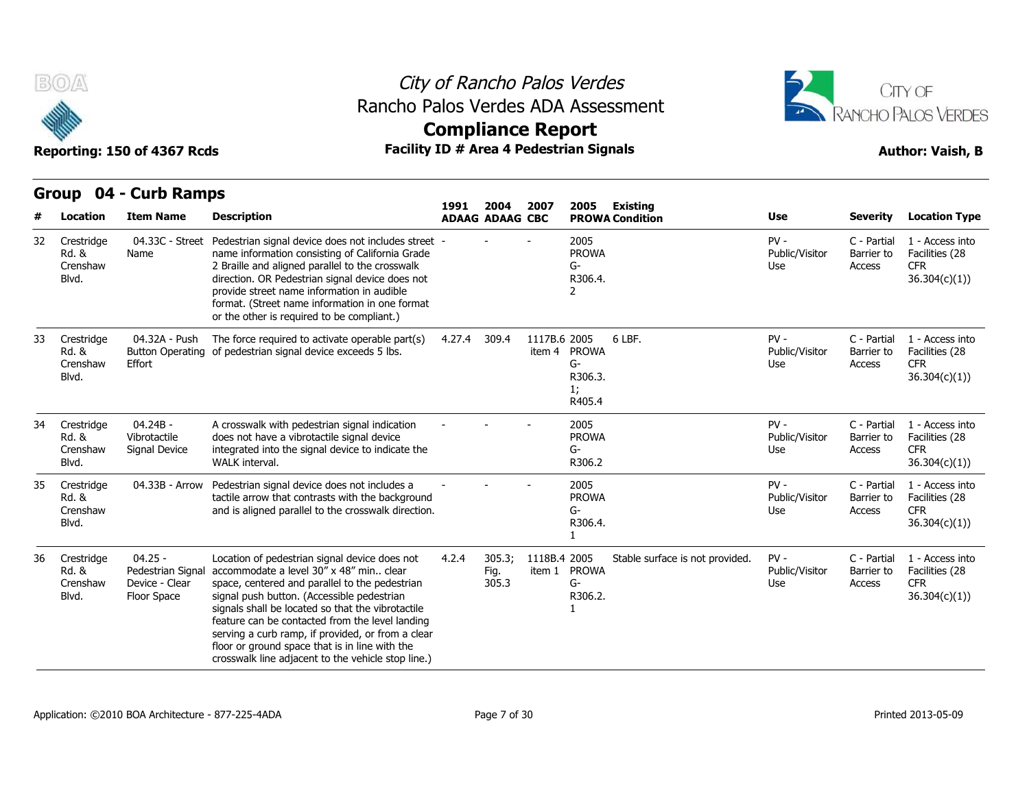# City of Rancho Palos Verdes
## Rancho Palos Verdes ADA Assessment
## Compliance Report

**Reporting: 150 of 4367 Rcds** | **Facility ID # Area 4 Pedestrian Signals** | **Author: Vaish, B**

## Group 04 - Curb Ramps

| # | Location | Item Name | Description | 1991 ADAAG | 2004 ADAAG | 2007 CBC | 2005 PROWA | Existing Condition | Use | Severity | Location Type |
|---|---|---|---|---|---|---|---|---|---|---|---|
| 32 | Crestridge Rd. & Crenshaw Blvd. | 04.33C - Street Name | Pedestrian signal device does not includes street name information consisting of California Grade 2 Braille and aligned parallel to the crosswalk direction. OR Pedestrian signal device does not provide street name information in audible format. (Street name information in one format or the other is required to be compliant.) | - | - | - | 2005 PROWA G-R306.4.2 | | PV - Public/Visitor Use | C - Partial Barrier to Access | 1 - Access into Facilities (28 CFR 36.304(c)(1)) |
| 33 | Crestridge Rd. & Crenshaw Blvd. | 04.32A - Push Button Operating Effort | The force required to activate operable part(s) of pedestrian signal device exceeds 5 lbs. | 4.27.4 | 309.4 | 1117B.6 item 4 | 2005 PROWA G-R306.3.1; R405.4 | 6 LBF. | PV - Public/Visitor Use | C - Partial Barrier to Access | 1 - Access into Facilities (28 CFR 36.304(c)(1)) |
| 34 | Crestridge Rd. & Crenshaw Blvd. | 04.24B - Vibrotactile Signal Device | A crosswalk with pedestrian signal indication does not have a vibrotactile signal device integrated into the signal device to indicate the WALK interval. | - | - | - | 2005 PROWA G-R306.2 | | PV - Public/Visitor Use | C - Partial Barrier to Access | 1 - Access into Facilities (28 CFR 36.304(c)(1)) |
| 35 | Crestridge Rd. & Crenshaw Blvd. | 04.33B - Arrow | Pedestrian signal device does not includes a tactile arrow that contrasts with the background and is aligned parallel to the crosswalk direction. | - | - | - | 2005 PROWA G-R306.4.1 | | PV - Public/Visitor Use | C - Partial Barrier to Access | 1 - Access into Facilities (28 CFR 36.304(c)(1)) |
| 36 | Crestridge Rd. & Crenshaw Blvd. | 04.25 - Pedestrian Signal Device - Clear Floor Space | Location of pedestrian signal device does not accommodate a level 30" x 48" min.. clear space, centered and parallel to the pedestrian signal push button. (Accessible pedestrian signals shall be located so that the vibrotactile feature can be contacted from the level landing serving a curb ramp, if provided, or from a clear floor or ground space that is in line with the crosswalk line adjacent to the vehicle stop line.) | 4.2.4 | 305.3; Fig. 305.3 | 1118B.4 item 1 | 2005 PROWA G-R306.2.1 | Stable surface is not provided. | PV - Public/Visitor Use | C - Partial Barrier to Access | 1 - Access into Facilities (28 CFR 36.304(c)(1)) |

Application: ©2010 BOA Architecture - 877-225-4ADA

Printed 2013-05-09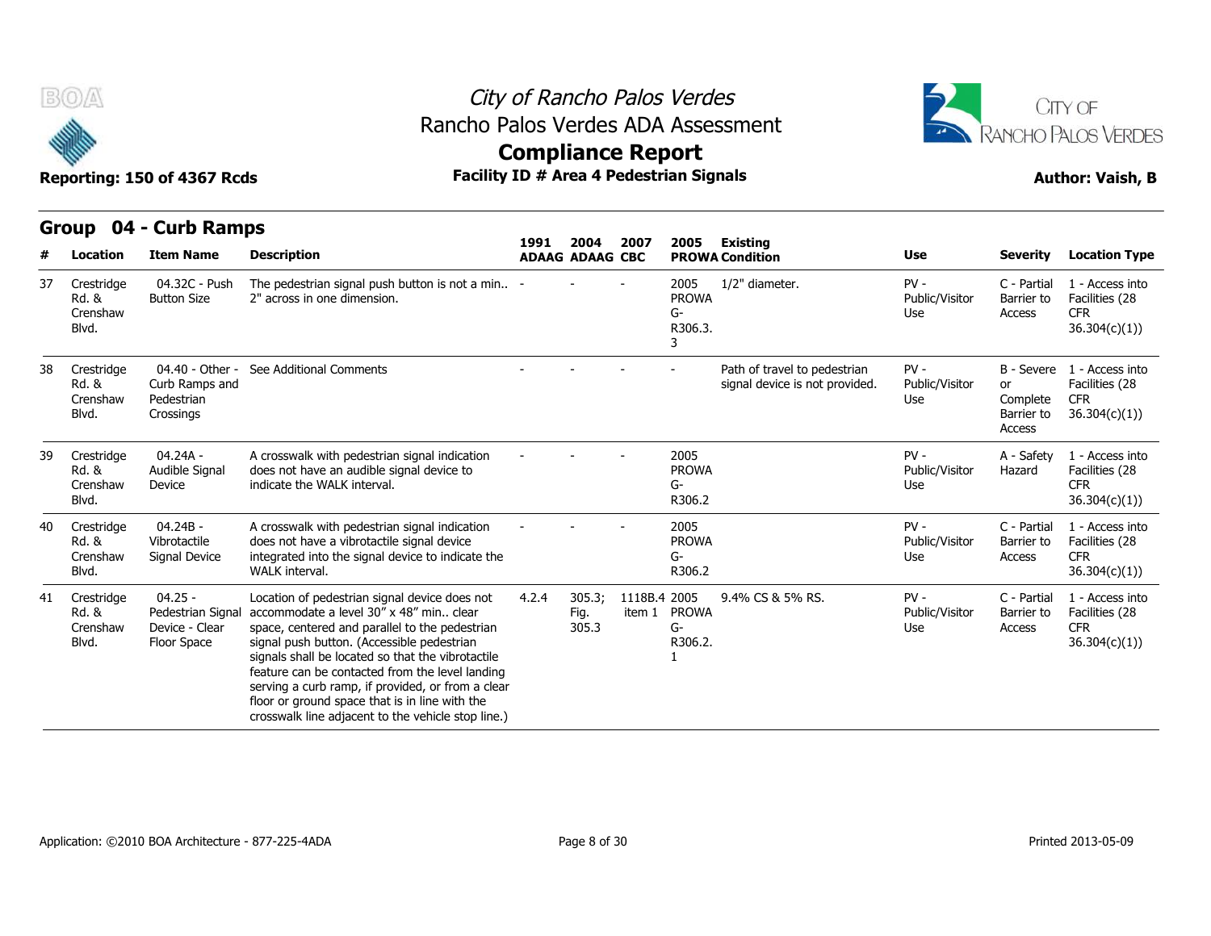# City of Rancho Palos Verdes
## Rancho Palos Verdes ADA Assessment
## Compliance Report

**Reporting: 150 of 4367 Rcds** | **Facility ID # Area 4 Pedestrian Signals** | **Author: Vaish, B**

## Group 04 - Curb Ramps

| # | Location | Item Name | Description | 1991 ADAAG | 2004 ADAAG | 2007 CBC | 2005 PROWA | Existing Condition | Use | Severity | Location Type |
|---|---|---|---|---|---|---|---|---|---|---|---|
| 37 | Crestridge Rd. & Crenshaw Blvd. | 04.32C - Push Button Size | The pedestrian signal push button is not a min.. 2" across in one dimension. | - | - | - | 2005 PROWA G-R306.3.3 | 1/2" diameter. | PV - Public/Visitor Use | C - Partial Barrier to Access | 1 - Access into Facilities (28 CFR 36.304(c)(1)) |
| 38 | Crestridge Rd. & Crenshaw Blvd. | 04.40 - Other - Curb Ramps and Pedestrian Crossings | See Additional Comments | - | - | - | - | Path of travel to pedestrian signal device is not provided. | PV - Public/Visitor Use | B - Severe or Complete Barrier to Access | 1 - Access into Facilities (28 CFR 36.304(c)(1)) |
| 39 | Crestridge Rd. & Crenshaw Blvd. | 04.24A - Audible Signal Device | A crosswalk with pedestrian signal indication does not have an audible signal device to indicate the WALK interval. | - | - | - | 2005 PROWA G-R306.2 | | PV - Public/Visitor Use | A - Safety Hazard | 1 - Access into Facilities (28 CFR 36.304(c)(1)) |
| 40 | Crestridge Rd. & Crenshaw Blvd. | 04.24B - Vibrotactile Signal Device | A crosswalk with pedestrian signal indication does not have a vibrotactile signal device integrated into the signal device to indicate the WALK interval. | - | - | - | 2005 PROWA G-R306.2 | | PV - Public/Visitor Use | C - Partial Barrier to Access | 1 - Access into Facilities (28 CFR 36.304(c)(1)) |
| 41 | Crestridge Rd. & Crenshaw Blvd. | 04.25 - Pedestrian Signal Device - Clear Floor Space | Location of pedestrian signal device does not accommodate a level 30" x 48" min.. clear space, centered and parallel to the pedestrian signal push button. (Accessible pedestrian signals shall be located so that the vibrotactile feature can be contacted from the level landing serving a curb ramp, if provided, or from a clear floor or ground space that is in line with the crosswalk line adjacent to the vehicle stop line.) | 4.2.4 | 305.3; Fig. 305.3 | 1118B.4 item 1 | 2005 PROWA G-R306.2.1 | 9.4% CS & 5% RS. | PV - Public/Visitor Use | C - Partial Barrier to Access | 1 - Access into Facilities (28 CFR 36.304(c)(1)) |

Application: ©2010 BOA Architecture - 877-225-4ADA | Printed 2013-05-09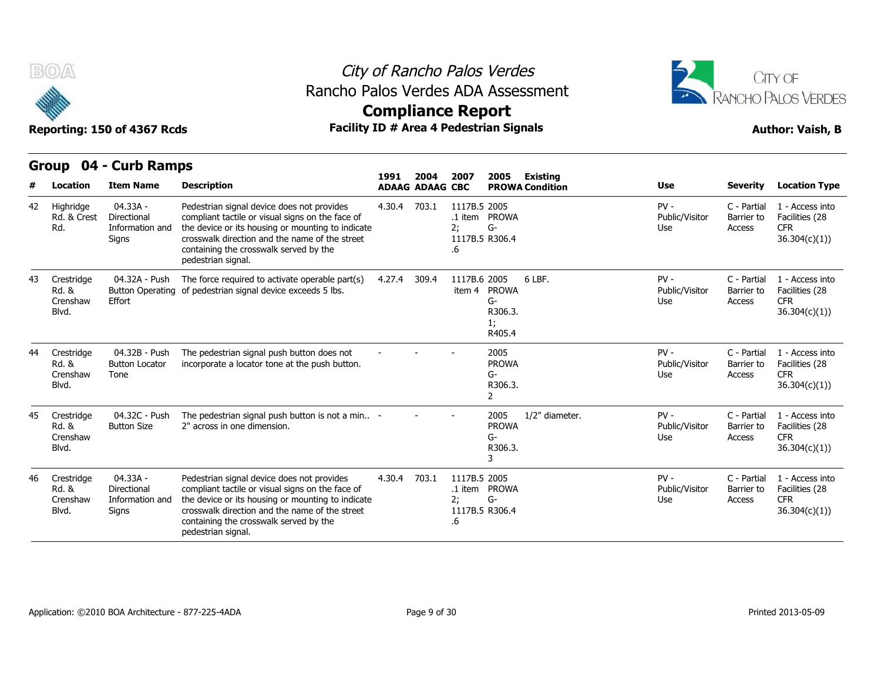# City of Rancho Palos Verdes
## Rancho Palos Verdes ADA Assessment
## Compliance Report

**Reporting: 150 of 4367 Rcds** — **Facility ID # Area 4 Pedestrian Signals** — **Author: Vaish, B**

### Group 04 - Curb Ramps

| # | Location | Item Name | Description | 1991 ADAAG | 2004 ADAAG | 2007 CBC | 2005 PROWA | Existing Condition | Use | Severity | Location Type |
|---|---|---|---|---|---|---|---|---|---|---|---|
| 42 | Highridge Rd. & Crest Rd. | 04.33A - Directional Information and Signs | Pedestrian signal device does not provides compliant tactile or visual signs on the face of the device or its housing or mounting to indicate crosswalk direction and the name of the street containing the crosswalk served by the pedestrian signal. | 4.30.4 | 703.1 | 1117B.5.1 item 2; 1117B.5.6 | 2005 PROWA G-R306.4 | | PV - Public/Visitor Use | C - Partial Barrier to Access | 1 - Access into Facilities (28 CFR 36.304(c)(1)) |
| 43 | Crestridge Rd. & Crenshaw Blvd. | 04.32A - Push Button Operating Effort | The force required to activate operable part(s) of pedestrian signal device exceeds 5 lbs. | 4.27.4 | 309.4 | 1117B.6 item 4 | 2005 PROWA G-R306.3.1; R405.4 | 6 LBF. | PV - Public/Visitor Use | C - Partial Barrier to Access | 1 - Access into Facilities (28 CFR 36.304(c)(1)) |
| 44 | Crestridge Rd. & Crenshaw Blvd. | 04.32B - Push Button Locator Tone | The pedestrian signal push button does not incorporate a locator tone at the push button. | - | - | - | 2005 PROWA G-R306.3.2 | | PV - Public/Visitor Use | C - Partial Barrier to Access | 1 - Access into Facilities (28 CFR 36.304(c)(1)) |
| 45 | Crestridge Rd. & Crenshaw Blvd. | 04.32C - Push Button Size | The pedestrian signal push button is not a min.. 2" across in one dimension. | - | - | - | 2005 PROWA G-R306.3.3 | 1/2" diameter. | PV - Public/Visitor Use | C - Partial Barrier to Access | 1 - Access into Facilities (28 CFR 36.304(c)(1)) |
| 46 | Crestridge Rd. & Crenshaw Blvd. | 04.33A - Directional Information and Signs | Pedestrian signal device does not provides compliant tactile or visual signs on the face of the device or its housing or mounting to indicate crosswalk direction and the name of the street containing the crosswalk served by the pedestrian signal. | 4.30.4 | 703.1 | 1117B.5.1 item 2; 1117B.5.6 | 2005 PROWA G-R306.4 | | PV - Public/Visitor Use | C - Partial Barrier to Access | 1 - Access into Facilities (28 CFR 36.304(c)(1)) |

Application: ©2010 BOA Architecture - 877-225-4ADA

Printed 2013-05-09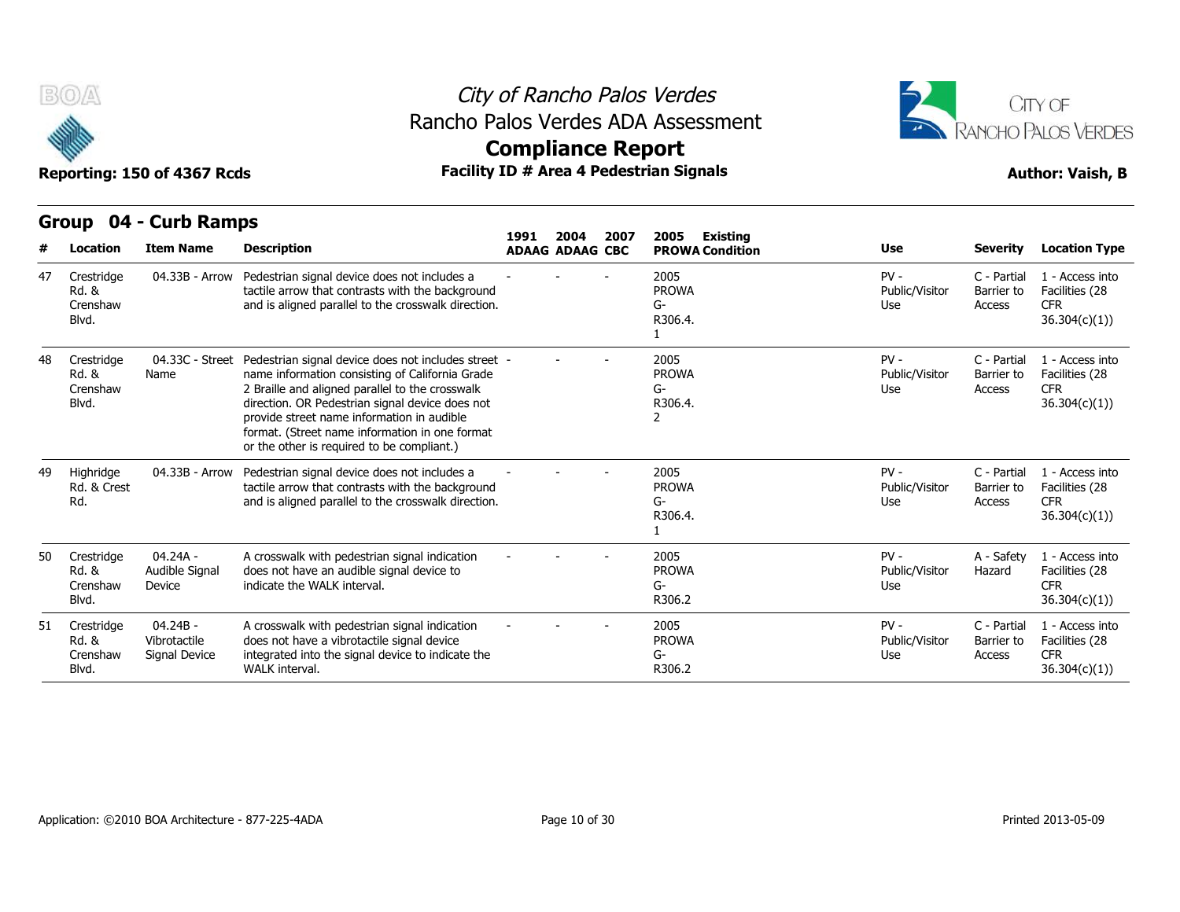# City of Rancho Palos Verdes
## Rancho Palos Verdes ADA Assessment
## Compliance Report

**Reporting: 150 of 4367 Rcds** | **Facility ID # Area 4 Pedestrian Signals** | **Author: Vaish, B**

### Group 04 - Curb Ramps

| # | Location | Item Name | Description | 1991 ADAAG | 2004 ADAAG | 2007 CBC | 2005 PROWA | Existing Condition | Use | Severity | Location Type |
|---|---|---|---|---|---|---|---|---|---|---|---|
| 47 | Crestridge Rd. & Crenshaw Blvd. | 04.33B - Arrow | Pedestrian signal device does not includes a tactile arrow that contrasts with the background and is aligned parallel to the crosswalk direction. | - | - | - | 2005 PROWA G-R306.4.1 | | PV - Public/Visitor Use | C - Partial Barrier to Access | 1 - Access into Facilities (28 CFR 36.304(c)(1)) |
| 48 | Crestridge Rd. & Crenshaw Blvd. | 04.33C - Street Name | Pedestrian signal device does not includes street name information consisting of California Grade 2 Braille and aligned parallel to the crosswalk direction. OR Pedestrian signal device does not provide street name information in audible format. (Street name information in one format or the other is required to be compliant.) | - | - | - | 2005 PROWA G-R306.4.2 | | PV - Public/Visitor Use | C - Partial Barrier to Access | 1 - Access into Facilities (28 CFR 36.304(c)(1)) |
| 49 | Highridge Rd. & Crest Rd. | 04.33B - Arrow | Pedestrian signal device does not includes a tactile arrow that contrasts with the background and is aligned parallel to the crosswalk direction. | - | - | - | 2005 PROWA G-R306.4.1 | | PV - Public/Visitor Use | C - Partial Barrier to Access | 1 - Access into Facilities (28 CFR 36.304(c)(1)) |
| 50 | Crestridge Rd. & Crenshaw Blvd. | 04.24A - Audible Signal Device | A crosswalk with pedestrian signal indication does not have an audible signal device to indicate the WALK interval. | - | - | - | 2005 PROWA G-R306.2 | | PV - Public/Visitor Use | A - Safety Hazard | 1 - Access into Facilities (28 CFR 36.304(c)(1)) |
| 51 | Crestridge Rd. & Crenshaw Blvd. | 04.24B - Vibrotactile Signal Device | A crosswalk with pedestrian signal indication does not have a vibrotactile signal device integrated into the signal device to indicate the WALK interval. | - | - | - | 2005 PROWA G-R306.2 | | PV - Public/Visitor Use | C - Partial Barrier to Access | 1 - Access into Facilities (28 CFR 36.304(c)(1)) |

Application: ©2010 BOA Architecture - 877-225-4ADA

Printed 2013-05-09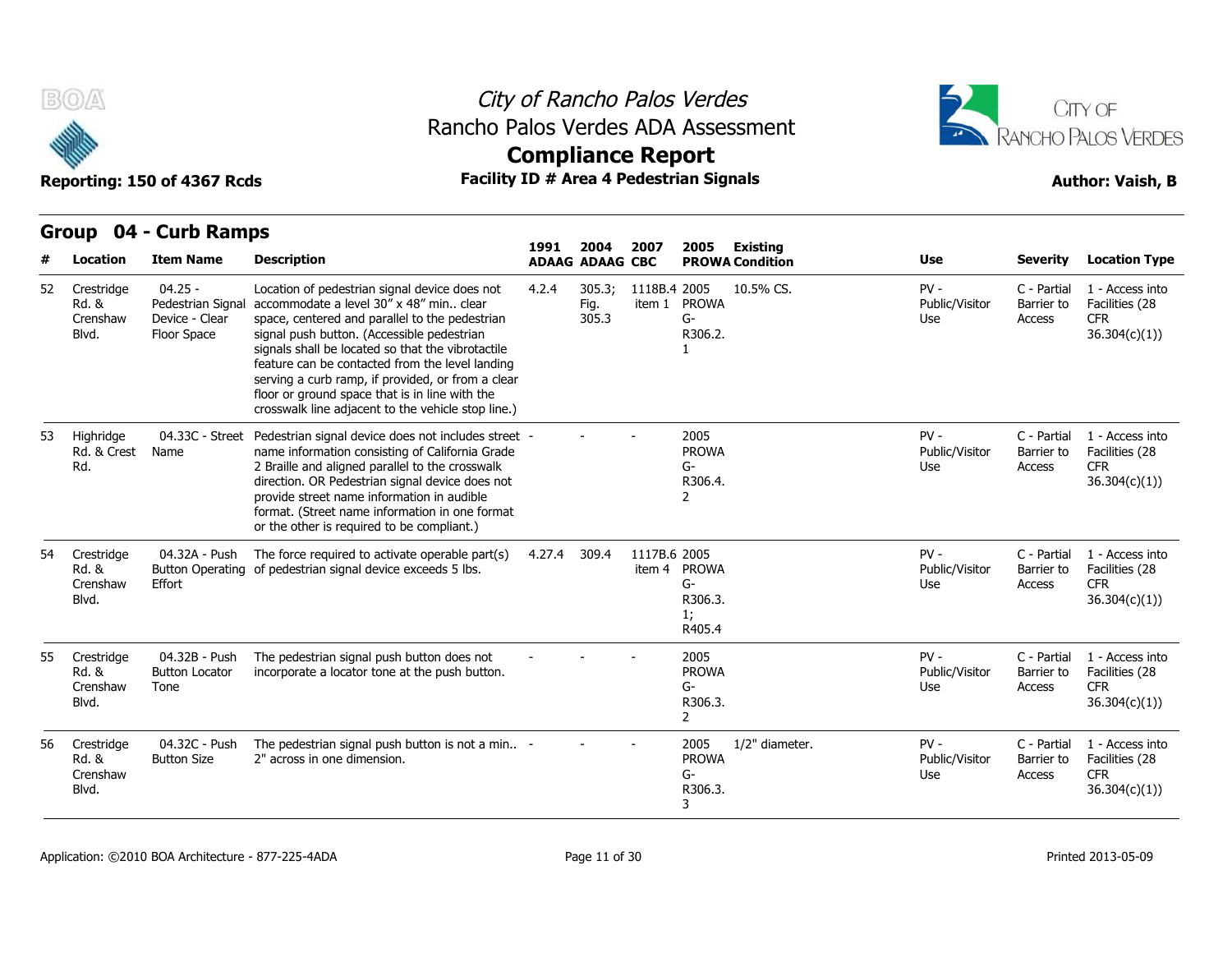# City of Rancho Palos Verdes
## Rancho Palos Verdes ADA Assessment
## Compliance Report

**Reporting: 150 of 4367 Rcds** | **Facility ID # Area 4 Pedestrian Signals** | **Author: Vaish, B**

## Group 04 - Curb Ramps

| # | Location | Item Name | Description | 1991 ADAAG | 2004 ADAAG | 2007 CBC | 2005 PROWA | Existing Condition | Use | Severity | Location Type |
|---|---|---|---|---|---|---|---|---|---|---|---|
| 52 | Crestridge Rd. & Crenshaw Blvd. | 04.25 - Pedestrian Signal Device - Clear Floor Space | Location of pedestrian signal device does not accommodate a level 30" x 48" min.. clear space, centered and parallel to the pedestrian signal push button. (Accessible pedestrian signals shall be located so that the vibrotactile feature can be contacted from the level landing serving a curb ramp, if provided, or from a clear floor or ground space that is in line with the crosswalk line adjacent to the vehicle stop line.) | 4.2.4 | 305.3; Fig. 305.3 | 1118B.4 item 1 | 2005 PROWA G-R306.2.1 | 10.5% CS. | PV - Public/Visitor Use | C - Partial Barrier to Access | 1 - Access into Facilities (28 CFR 36.304(c)(1)) |
| 53 | Highridge Rd. & Crest Rd. | 04.33C - Street Name | Pedestrian signal device does not includes street name information consisting of California Grade 2 Braille and aligned parallel to the crosswalk direction. OR Pedestrian signal device does not provide street name information in audible format. (Street name information in one format or the other is required to be compliant.) | - | - | - | 2005 PROWA G-R306.4.2 | | PV - Public/Visitor Use | C - Partial Barrier to Access | 1 - Access into Facilities (28 CFR 36.304(c)(1)) |
| 54 | Crestridge Rd. & Crenshaw Blvd. | 04.32A - Push Button Operating Effort | The force required to activate operable part(s) of pedestrian signal device exceeds 5 lbs. | 4.27.4 | 309.4 | 1117B.6 item 4 | 2005 PROWA G-R306.3.1; R405.4 | | PV - Public/Visitor Use | C - Partial Barrier to Access | 1 - Access into Facilities (28 CFR 36.304(c)(1)) |
| 55 | Crestridge Rd. & Crenshaw Blvd. | 04.32B - Push Button Locator Tone | The pedestrian signal push button does not incorporate a locator tone at the push button. | - | - | - | 2005 PROWA G-R306.3.2 | | PV - Public/Visitor Use | C - Partial Barrier to Access | 1 - Access into Facilities (28 CFR 36.304(c)(1)) |
| 56 | Crestridge Rd. & Crenshaw Blvd. | 04.32C - Push Button Size | The pedestrian signal push button is not a min.. 2" across in one dimension. | - | - | - | 2005 PROWA G-R306.3.3 | 1/2" diameter. | PV - Public/Visitor Use | C - Partial Barrier to Access | 1 - Access into Facilities (28 CFR 36.304(c)(1)) |

Application: ©2010 BOA Architecture - 877-225-4ADA | Printed 2013-05-09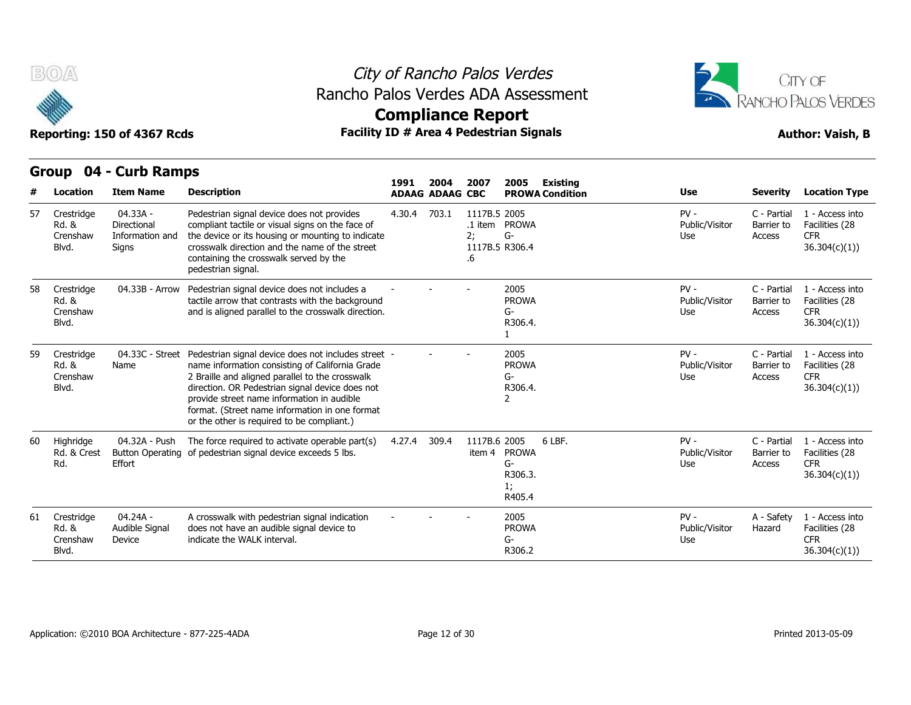# City of Rancho Palos Verdes
## Rancho Palos Verdes ADA Assessment
## Compliance Report

**Reporting: 150 of 4367 Rcds** | **Facility ID # Area 4 Pedestrian Signals** | **Author: Vaish, B**

### Group 04 - Curb Ramps

| # | Location | Item Name | Description | 1991 ADAAG | 2004 ADAAG | 2007 CBC | 2005 PROWA | Existing Condition | Use | Severity | Location Type |
|---|---|---|---|---|---|---|---|---|---|---|---|
| 57 | Crestridge Rd. & Crenshaw Blvd. | 04.33A - Directional Information and Signs | Pedestrian signal device does not provides compliant tactile or visual signs on the face of the device or its housing or mounting to indicate crosswalk direction and the name of the street containing the crosswalk served by the pedestrian signal. | 4.30.4 | 703.1 | 1117B.5.1 item 2; 1117B.5.6 | 2005 PROWA G-R306.4 | | PV - Public/Visitor Use | C - Partial Barrier to Access | 1 - Access into Facilities (28 CFR 36.304(c)(1)) |
| 58 | Crestridge Rd. & Crenshaw Blvd. | 04.33B - Arrow | Pedestrian signal device does not includes a tactile arrow that contrasts with the background and is aligned parallel to the crosswalk direction. | - | - | - | 2005 PROWA G-R306.4.1 | | PV - Public/Visitor Use | C - Partial Barrier to Access | 1 - Access into Facilities (28 CFR 36.304(c)(1)) |
| 59 | Crestridge Rd. & Crenshaw Blvd. | 04.33C - Street Name | Pedestrian signal device does not includes street name information consisting of California Grade 2 Braille and aligned parallel to the crosswalk direction. OR Pedestrian signal device does not provide street name information in audible format. (Street name information in one format or the other is required to be compliant.) | - | - | - | 2005 PROWA G-R306.4.2 | | PV - Public/Visitor Use | C - Partial Barrier to Access | 1 - Access into Facilities (28 CFR 36.304(c)(1)) |
| 60 | Highridge Rd. & Crest Rd. | 04.32A - Push Button Operating Effort | The force required to activate operable part(s) of pedestrian signal device exceeds 5 lbs. | 4.27.4 | 309.4 | 1117B.6 item 4 | 2005 PROWA G-R306.3.1; R405.4 | 6 LBF. | PV - Public/Visitor Use | C - Partial Barrier to Access | 1 - Access into Facilities (28 CFR 36.304(c)(1)) |
| 61 | Crestridge Rd. & Crenshaw Blvd. | 04.24A - Audible Signal Device | A crosswalk with pedestrian signal indication does not have an audible signal device to indicate the WALK interval. | - | - | - | 2005 PROWA G-R306.2 | | PV - Public/Visitor Use | A - Safety Hazard | 1 - Access into Facilities (28 CFR 36.304(c)(1)) |

Application: ©2010 BOA Architecture - 877-225-4ADA | Printed 2013-05-09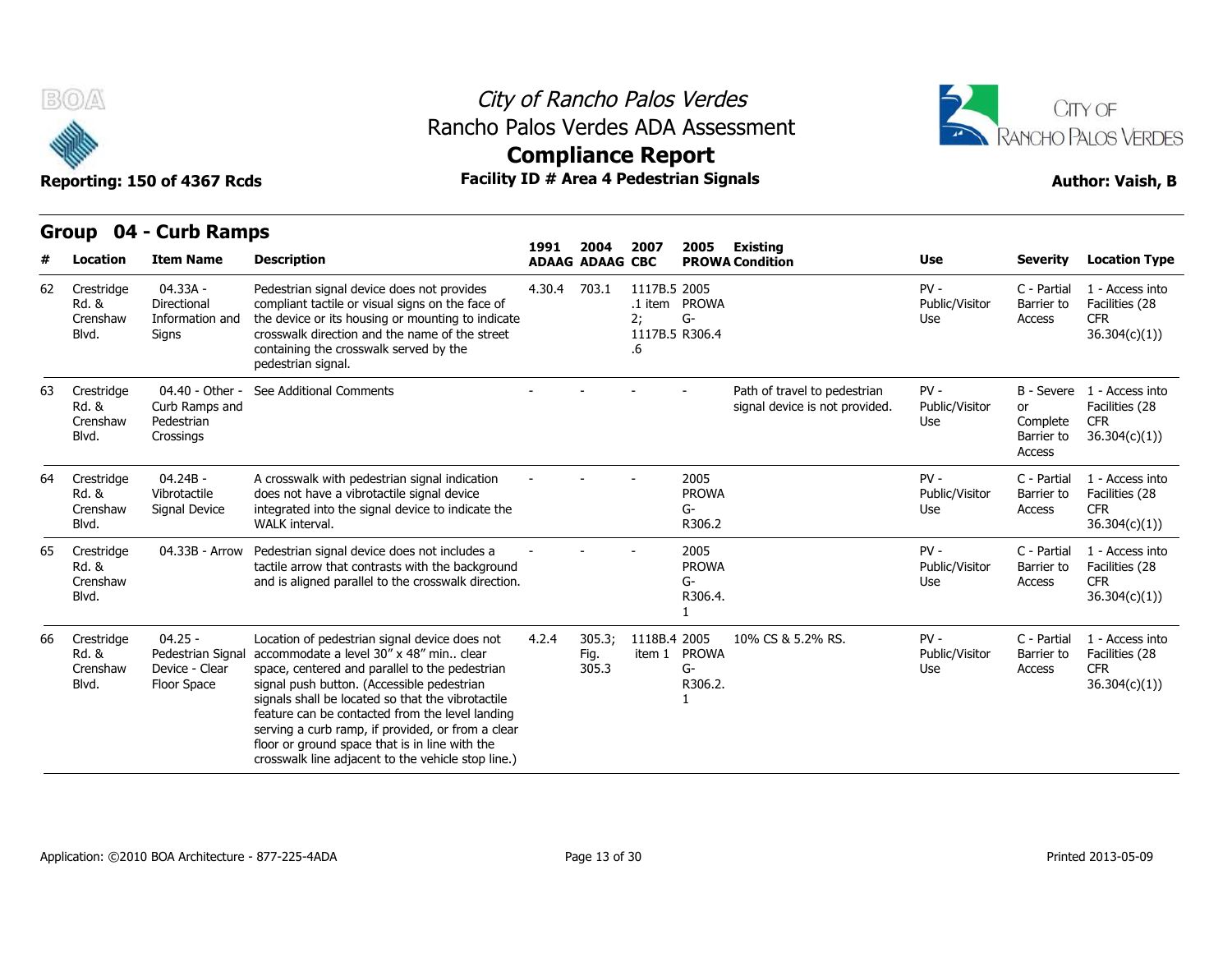City of Rancho Palos Verdes
Rancho Palos Verdes ADA Assessment
**Compliance Report**
**Facility ID # Area 4 Pedestrian Signals**

Reporting: 150 of 4367 Rcds

Author: Vaish, B

## Group 04 - Curb Ramps

| # | Location | Item Name | Description | 1991 ADAAG | 2004 ADAAG | 2007 CBC | 2005 PROWA | Existing Condition | Use | Severity | Location Type |
|---|---|---|---|---|---|---|---|---|---|---|---|
| 62 | Crestridge Rd. & Crenshaw Blvd. | 04.33A - Directional Information and Signs | Pedestrian signal device does not provides compliant tactile or visual signs on the face of the device or its housing or mounting to indicate crosswalk direction and the name of the street containing the crosswalk served by the pedestrian signal. | 4.30.4 | 703.1 | 1117B.5.1 item 2; 1117B.5.6 | 2005 PROWA G-R306.4 | | PV - Public/Visitor Use | C - Partial Barrier to Access | 1 - Access into Facilities (28 CFR 36.304(c)(1)) |
| 63 | Crestridge Rd. & Crenshaw Blvd. | 04.40 - Other - Curb Ramps and Pedestrian Crossings | See Additional Comments | - | - | - | - | Path of travel to pedestrian signal device is not provided. | PV - Public/Visitor Use | B - Severe or Complete Barrier to Access | 1 - Access into Facilities (28 CFR 36.304(c)(1)) |
| 64 | Crestridge Rd. & Crenshaw Blvd. | 04.24B - Vibrotactile Signal Device | A crosswalk with pedestrian signal indication does not have a vibrotactile signal device integrated into the signal device to indicate the WALK interval. | - | - | - | 2005 PROWA G-R306.2 | | PV - Public/Visitor Use | C - Partial Barrier to Access | 1 - Access into Facilities (28 CFR 36.304(c)(1)) |
| 65 | Crestridge Rd. & Crenshaw Blvd. | 04.33B - Arrow | Pedestrian signal device does not includes a tactile arrow that contrasts with the background and is aligned parallel to the crosswalk direction. | - | - | - | 2005 PROWA G-R306.4.1 | | PV - Public/Visitor Use | C - Partial Barrier to Access | 1 - Access into Facilities (28 CFR 36.304(c)(1)) |
| 66 | Crestridge Rd. & Crenshaw Blvd. | 04.25 - Pedestrian Signal Device - Clear Floor Space | Location of pedestrian signal device does not accommodate a level 30" x 48" min.. clear space, centered and parallel to the pedestrian signal push button. (Accessible pedestrian signals shall be located so that the vibrotactile feature can be contacted from the level landing serving a curb ramp, if provided, or from a clear floor or ground space that is in line with the crosswalk line adjacent to the vehicle stop line.) | 4.2.4 | 305.3; Fig. 305.3 | 1118B.4 item 1 | 2005 PROWA G-R306.2.1 | 10% CS & 5.2% RS. | PV - Public/Visitor Use | C - Partial Barrier to Access | 1 - Access into Facilities (28 CFR 36.304(c)(1)) |

Application: ©2010 BOA Architecture - 877-225-4ADA

Printed 2013-05-09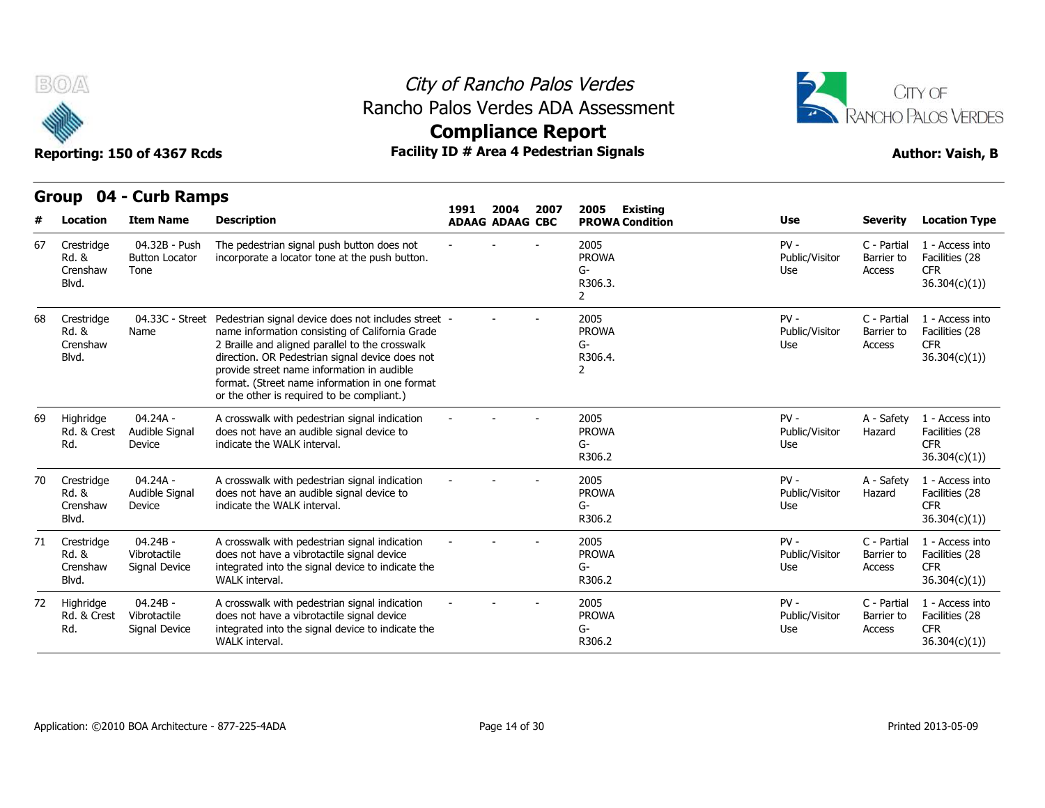# City of Rancho Palos Verdes

## Rancho Palos Verdes ADA Assessment

## Compliance Report

**Reporting: 150 of 4367 Rcds** **Facility ID # Area 4 Pedestrian Signals** **Author: Vaish, B**

### Group 04 - Curb Ramps

| # | Location | Item Name | Description | 1991 ADAAG | 2004 ADAAG | 2007 CBC | 2005 PROWA | Existing Condition | Use | Severity | Location Type |
|---|---|---|---|---|---|---|---|---|---|---|---|
| 67 | Crestridge Rd. & Crenshaw Blvd. | 04.32B - Push Button Locator Tone | The pedestrian signal push button does not incorporate a locator tone at the push button. | - | - | - | 2005 PROWA G-R306.3.2 | | PV - Public/Visitor Use | C - Partial Barrier to Access | 1 - Access into Facilities (28 CFR 36.304(c)(1)) |
| 68 | Crestridge Rd. & Crenshaw Blvd. | 04.33C - Street Name | Pedestrian signal device does not includes street name information consisting of California Grade 2 Braille and aligned parallel to the crosswalk direction. OR Pedestrian signal device does not provide street name information in audible format. (Street name information in one format or the other is required to be compliant.) | - | - | - | 2005 PROWA G-R306.4.2 | | PV - Public/Visitor Use | C - Partial Barrier to Access | 1 - Access into Facilities (28 CFR 36.304(c)(1)) |
| 69 | Highridge Rd. & Crest Rd. | 04.24A - Audible Signal Device | A crosswalk with pedestrian signal indication does not have an audible signal device to indicate the WALK interval. | - | - | - | 2005 PROWA G-R306.2 | | PV - Public/Visitor Use | A - Safety Hazard | 1 - Access into Facilities (28 CFR 36.304(c)(1)) |
| 70 | Crestridge Rd. & Crenshaw Blvd. | 04.24A - Audible Signal Device | A crosswalk with pedestrian signal indication does not have an audible signal device to indicate the WALK interval. | - | - | - | 2005 PROWA G-R306.2 | | PV - Public/Visitor Use | A - Safety Hazard | 1 - Access into Facilities (28 CFR 36.304(c)(1)) |
| 71 | Crestridge Rd. & Crenshaw Blvd. | 04.24B - Vibrotactile Signal Device | A crosswalk with pedestrian signal indication does not have a vibrotactile signal device integrated into the signal device to indicate the WALK interval. | - | - | - | 2005 PROWA G-R306.2 | | PV - Public/Visitor Use | C - Partial Barrier to Access | 1 - Access into Facilities (28 CFR 36.304(c)(1)) |
| 72 | Highridge Rd. & Crest Rd. | 04.24B - Vibrotactile Signal Device | A crosswalk with pedestrian signal indication does not have a vibrotactile signal device integrated into the signal device to indicate the WALK interval. | - | - | - | 2005 PROWA G-R306.2 | | PV - Public/Visitor Use | C - Partial Barrier to Access | 1 - Access into Facilities (28 CFR 36.304(c)(1)) |

Application: ©2010 BOA Architecture - 877-225-4ADA

Printed 2013-05-09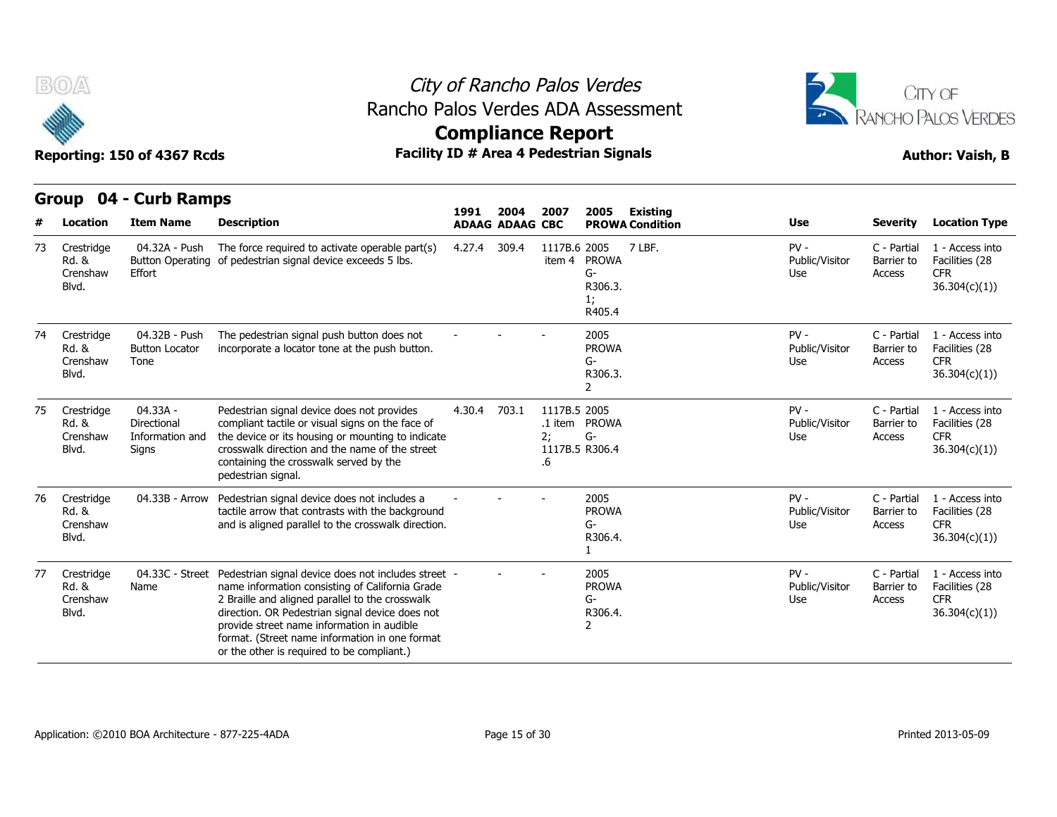# City of Rancho Palos Verdes
## Rancho Palos Verdes ADA Assessment
## Compliance Report

**Reporting: 150 of 4367 Rcds** | **Facility ID # Area 4 Pedestrian Signals** | **Author: Vaish, B**

## Group 04 - Curb Ramps

| # | Location | Item Name | Description | 1991 ADAAG | 2004 ADAAG | 2007 CBC | 2005 PROWA | Existing Condition | Use | Severity | Location Type |
|---|---|---|---|---|---|---|---|---|---|---|---|
| 73 | Crestridge Rd. & Crenshaw Blvd. | 04.32A - Push Button Operating Effort | The force required to activate operable part(s) of pedestrian signal device exceeds 5 lbs. | 4.27.4 | 309.4 | 1117B.6 item 4 | 2005 PROWA G-R306.3.1; R405.4 | 7 LBF. | PV - Public/Visitor Use | C - Partial Barrier to Access | 1 - Access into Facilities (28 CFR 36.304(c)(1)) |
| 74 | Crestridge Rd. & Crenshaw Blvd. | 04.32B - Push Button Locator Tone | The pedestrian signal push button does not incorporate a locator tone at the push button. | - | - | - | 2005 PROWA G-R306.3.2 | | PV - Public/Visitor Use | C - Partial Barrier to Access | 1 - Access into Facilities (28 CFR 36.304(c)(1)) |
| 75 | Crestridge Rd. & Crenshaw Blvd. | 04.33A - Directional Information and Signs | Pedestrian signal device does not provides compliant tactile or visual signs on the face of the device or its housing or mounting to indicate crosswalk direction and the name of the street containing the crosswalk served by the pedestrian signal. | 4.30.4 | 703.1 | 1117B.5.1 item 2; 1117B.5.6 | 2005 PROWA G-R306.4 | | PV - Public/Visitor Use | C - Partial Barrier to Access | 1 - Access into Facilities (28 CFR 36.304(c)(1)) |
| 76 | Crestridge Rd. & Crenshaw Blvd. | 04.33B - Arrow | Pedestrian signal device does not includes a tactile arrow that contrasts with the background and is aligned parallel to the crosswalk direction. | - | - | - | 2005 PROWA G-R306.4.1 | | PV - Public/Visitor Use | C - Partial Barrier to Access | 1 - Access into Facilities (28 CFR 36.304(c)(1)) |
| 77 | Crestridge Rd. & Crenshaw Blvd. | 04.33C - Street Name | Pedestrian signal device does not includes street name information consisting of California Grade 2 Braille and aligned parallel to the crosswalk direction. OR Pedestrian signal device does not provide street name information in audible format. (Street name information in one format or the other is required to be compliant.) | - | - | - | 2005 PROWA G-R306.4.2 | | PV - Public/Visitor Use | C - Partial Barrier to Access | 1 - Access into Facilities (28 CFR 36.304(c)(1)) |

Application: ©2010 BOA Architecture - 877-225-4ADA | Printed 2013-05-09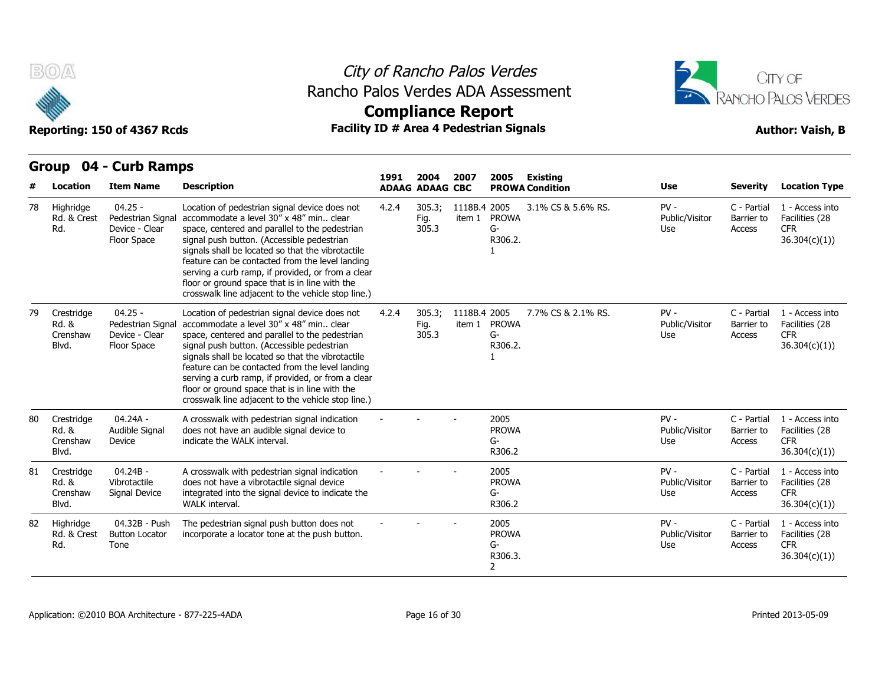# City of Rancho Palos Verdes
## Rancho Palos Verdes ADA Assessment
## Compliance Report

**Reporting: 150 of 4367 Rcds** | **Facility ID # Area 4 Pedestrian Signals** | **Author: Vaish, B**

## Group 04 - Curb Ramps

| # | Location | Item Name | Description | 1991 ADAAG | 2004 ADAAG | 2007 CBC | 2005 PROWA | Existing Condition | Use | Severity | Location Type |
|---|---|---|---|---|---|---|---|---|---|---|---|
| 78 | Highridge Rd. & Crest Rd. | 04.25 - Pedestrian Signal Device - Clear Floor Space | Location of pedestrian signal device does not accommodate a level 30" x 48" min.. clear space, centered and parallel to the pedestrian signal push button. (Accessible pedestrian signals shall be located so that the vibrotactile feature can be contacted from the level landing serving a curb ramp, if provided, or from a clear floor or ground space that is in line with the crosswalk line adjacent to the vehicle stop line.) | 4.2.4 | 305.3; Fig. 305.3 | 1118B.4 item 1 | 2005 PROWA G-R306.2.1 | 3.1% CS & 5.6% RS. | PV - Public/Visitor Use | C - Partial Barrier to Access | 1 - Access into Facilities (28 CFR 36.304(c)(1)) |
| 79 | Crestridge Rd. & Crenshaw Blvd. | 04.25 - Pedestrian Signal Device - Clear Floor Space | Location of pedestrian signal device does not accommodate a level 30" x 48" min.. clear space, centered and parallel to the pedestrian signal push button. (Accessible pedestrian signals shall be located so that the vibrotactile feature can be contacted from the level landing serving a curb ramp, if provided, or from a clear floor or ground space that is in line with the crosswalk line adjacent to the vehicle stop line.) | 4.2.4 | 305.3; Fig. 305.3 | 1118B.4 item 1 | 2005 PROWA G-R306.2.1 | 7.7% CS & 2.1% RS. | PV - Public/Visitor Use | C - Partial Barrier to Access | 1 - Access into Facilities (28 CFR 36.304(c)(1)) |
| 80 | Crestridge Rd. & Crenshaw Blvd. | 04.24A - Audible Signal Device | A crosswalk with pedestrian signal indication does not have an audible signal device to indicate the WALK interval. | - | - | - | 2005 PROWA G-R306.2 | | PV - Public/Visitor Use | C - Partial Barrier to Access | 1 - Access into Facilities (28 CFR 36.304(c)(1)) |
| 81 | Crestridge Rd. & Crenshaw Blvd. | 04.24B - Vibrotactile Signal Device | A crosswalk with pedestrian signal indication does not have a vibrotactile signal device integrated into the signal device to indicate the WALK interval. | - | - | - | 2005 PROWA G-R306.2 | | PV - Public/Visitor Use | C - Partial Barrier to Access | 1 - Access into Facilities (28 CFR 36.304(c)(1)) |
| 82 | Highridge Rd. & Crest Rd. | 04.32B - Push Button Locator Tone | The pedestrian signal push button does not incorporate a locator tone at the push button. | - | - | - | 2005 PROWA G-R306.3.2 | | PV - Public/Visitor Use | C - Partial Barrier to Access | 1 - Access into Facilities (28 CFR 36.304(c)(1)) |

Application: ©2010 BOA Architecture - 877-225-4ADA | Printed 2013-05-09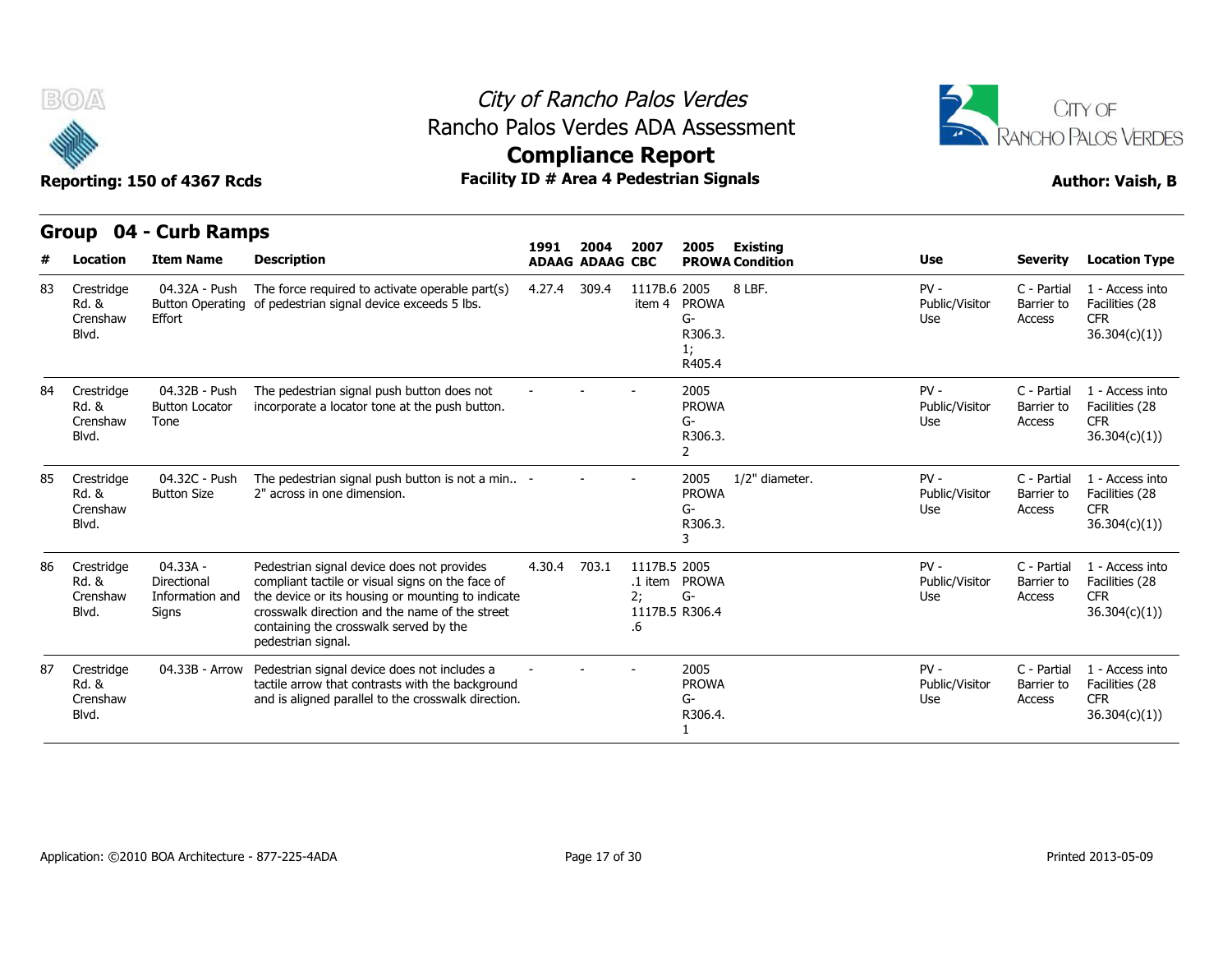# City of Rancho Palos Verdes
## Rancho Palos Verdes ADA Assessment
## Compliance Report

**Reporting: 150 of 4367 Rcds** | **Facility ID # Area 4 Pedestrian Signals** | **Author: Vaish, B**

### Group 04 - Curb Ramps

| # | Location | Item Name | Description | 1991 ADAAG | 2004 ADAAG | 2007 CBC | 2005 PROWA | Existing Condition | Use | Severity | Location Type |
|---|---|---|---|---|---|---|---|---|---|---|---|
| 83 | Crestridge Rd. & Crenshaw Blvd. | 04.32A - Push Button Operating Effort | The force required to activate operable part(s) of pedestrian signal device exceeds 5 lbs. | 4.27.4 | 309.4 | 1117B.6 item 4 | 2005 PROWA G-R306.3.1; R405.4 | 8 LBF. | PV - Public/Visitor Use | C - Partial Barrier to Access | 1 - Access into Facilities (28 CFR 36.304(c)(1)) |
| 84 | Crestridge Rd. & Crenshaw Blvd. | 04.32B - Push Button Locator Tone | The pedestrian signal push button does not incorporate a locator tone at the push button. | - | - | - | 2005 PROWA G-R306.3.2 | | PV - Public/Visitor Use | C - Partial Barrier to Access | 1 - Access into Facilities (28 CFR 36.304(c)(1)) |
| 85 | Crestridge Rd. & Crenshaw Blvd. | 04.32C - Push Button Size | The pedestrian signal push button is not a min.. 2" across in one dimension. | - | - | - | 2005 PROWA G-R306.3.3 | 1/2" diameter. | PV - Public/Visitor Use | C - Partial Barrier to Access | 1 - Access into Facilities (28 CFR 36.304(c)(1)) |
| 86 | Crestridge Rd. & Crenshaw Blvd. | 04.33A - Directional Information and Signs | Pedestrian signal device does not provides compliant tactile or visual signs on the face of the device or its housing or mounting to indicate crosswalk direction and the name of the street containing the crosswalk served by the pedestrian signal. | 4.30.4 | 703.1 | 1117B.5.1 item 2; 1117B.5.6 | 2005 PROWA G-R306.4 | | PV - Public/Visitor Use | C - Partial Barrier to Access | 1 - Access into Facilities (28 CFR 36.304(c)(1)) |
| 87 | Crestridge Rd. & Crenshaw Blvd. | 04.33B - Arrow | Pedestrian signal device does not includes a tactile arrow that contrasts with the background and is aligned parallel to the crosswalk direction. | - | - | - | 2005 PROWA G-R306.4.1 | | PV - Public/Visitor Use | C - Partial Barrier to Access | 1 - Access into Facilities (28 CFR 36.304(c)(1)) |

Application: ©2010 BOA Architecture - 877-225-4ADA | Printed 2013-05-09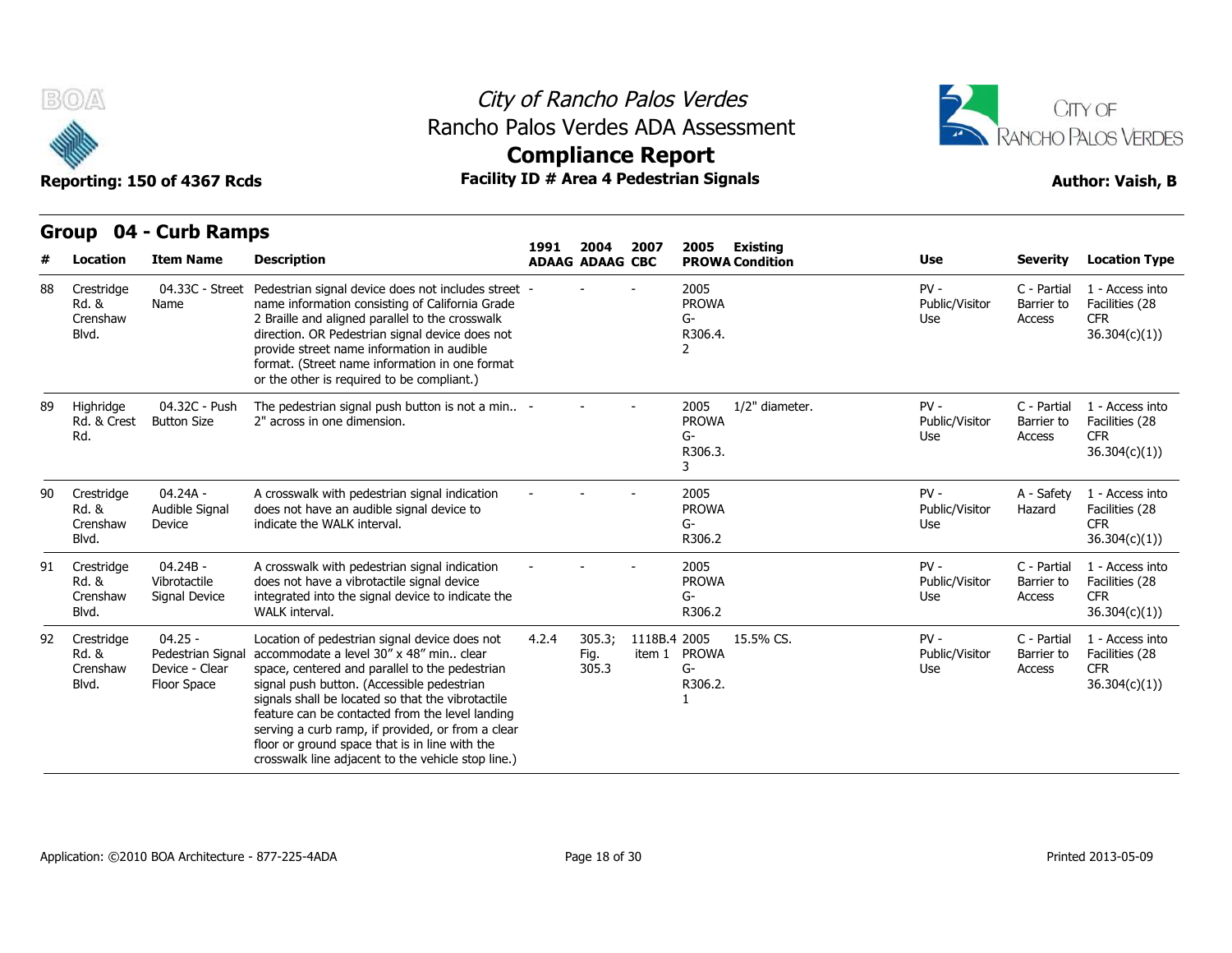## Group 04 - Curb Ramps

| # | Location | Item Name | Description | 1991 ADAAG | 2004 ADAAG | 2007 CBC | 2005 PROWA | Existing Condition | Use | Severity | Location Type |
|---|---|---|---|---|---|---|---|---|---|---|---|
| 88 | Crestridge Rd. & Crenshaw Blvd. | 04.33C - Street Name | Pedestrian signal device does not includes street name information consisting of California Grade 2 Braille and aligned parallel to the crosswalk direction. OR Pedestrian signal device does not provide street name information in audible format. (Street name information in one format or the other is required to be compliant.) | - | - | - | 2005 PROWA G-R306.4.2 | | PV - Public/Visitor Use | C - Partial Barrier to Access | 1 - Access into Facilities (28 CFR 36.304(c)(1)) |
| 89 | Highridge Rd. & Crest Rd. | 04.32C - Push Button Size | The pedestrian signal push button is not a min.. 2" across in one dimension. | - | - | - | 2005 PROWA G-R306.3.3 | 1/2" diameter. | PV - Public/Visitor Use | C - Partial Barrier to Access | 1 - Access into Facilities (28 CFR 36.304(c)(1)) |
| 90 | Crestridge Rd. & Crenshaw Blvd. | 04.24A - Audible Signal Device | A crosswalk with pedestrian signal indication does not have an audible signal device to indicate the WALK interval. | - | - | - | 2005 PROWA G-R306.2 | | PV - Public/Visitor Use | A - Safety Hazard | 1 - Access into Facilities (28 CFR 36.304(c)(1)) |
| 91 | Crestridge Rd. & Crenshaw Blvd. | 04.24B - Vibrotactile Signal Device | A crosswalk with pedestrian signal indication does not have a vibrotactile signal device integrated into the signal device to indicate the WALK interval. | - | - | - | 2005 PROWA G-R306.2 | | PV - Public/Visitor Use | C - Partial Barrier to Access | 1 - Access into Facilities (28 CFR 36.304(c)(1)) |
| 92 | Crestridge Rd. & Crenshaw Blvd. | 04.25 - Pedestrian Signal Device - Clear Floor Space | Location of pedestrian signal device does not accommodate a level 30" x 48" min.. clear space, centered and parallel to the pedestrian signal push button. (Accessible pedestrian signals shall be located so that the vibrotactile feature can be contacted from the level landing serving a curb ramp, if provided, or from a clear floor or ground space that is in line with the crosswalk line adjacent to the vehicle stop line.) | 4.2.4 | 305.3; Fig. 305.3 | 1118B.4 item 1 | 2005 PROWA G-R306.2.1 | 15.5% CS. | PV - Public/Visitor Use | C - Partial Barrier to Access | 1 - Access into Facilities (28 CFR 36.304(c)(1)) |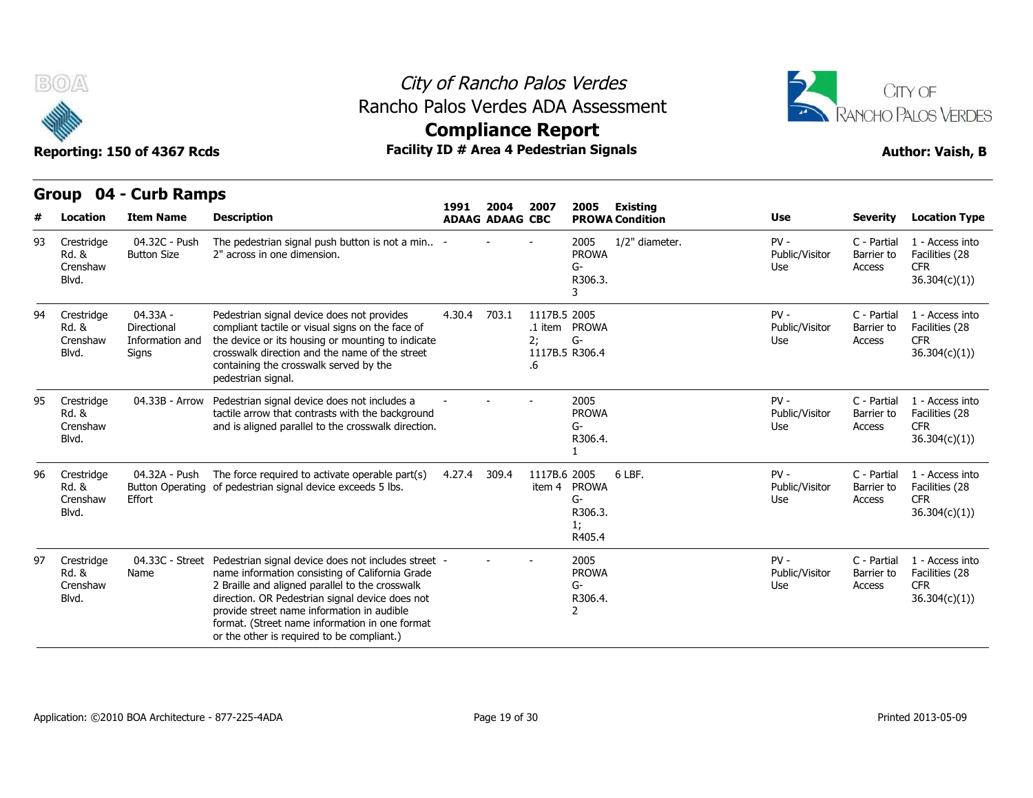# City of Rancho Palos Verdes
## Rancho Palos Verdes ADA Assessment
## Compliance Report

**Reporting: 150 of 4367 Rcds** | **Facility ID # Area 4 Pedestrian Signals** | **Author: Vaish, B**

### Group 04 - Curb Ramps

| # | Location | Item Name | Description | 1991 ADAAG | 2004 ADAAG | 2007 CBC | 2005 PROWA | Existing Condition | Use | Severity | Location Type |
|---|---|---|---|---|---|---|---|---|---|---|---|
| 93 | Crestridge Rd. & Crenshaw Blvd. | 04.32C - Push Button Size | The pedestrian signal push button is not a min.. 2" across in one dimension. | - | - | - | 2005 PROWA G-R306.3.3 | 1/2" diameter. | PV - Public/Visitor Use | C - Partial Barrier to Access | 1 - Access into Facilities (28 CFR 36.304(c)(1)) |
| 94 | Crestridge Rd. & Crenshaw Blvd. | 04.33A - Directional Information and Signs | Pedestrian signal device does not provides compliant tactile or visual signs on the face of the device or its housing or mounting to indicate crosswalk direction and the name of the street containing the crosswalk served by the pedestrian signal. | 4.30.4 | 703.1 | 1117B.5.1 item 2; 1117B.5.6 | 2005 PROWA G-R306.4 | | PV - Public/Visitor Use | C - Partial Barrier to Access | 1 - Access into Facilities (28 CFR 36.304(c)(1)) |
| 95 | Crestridge Rd. & Crenshaw Blvd. | 04.33B - Arrow | Pedestrian signal device does not includes a tactile arrow that contrasts with the background and is aligned parallel to the crosswalk direction. | - | - | - | 2005 PROWA G-R306.4.1 | | PV - Public/Visitor Use | C - Partial Barrier to Access | 1 - Access into Facilities (28 CFR 36.304(c)(1)) |
| 96 | Crestridge Rd. & Crenshaw Blvd. | 04.32A - Push Button Operating Effort | The force required to activate operable part(s) of pedestrian signal device exceeds 5 lbs. | 4.27.4 | 309.4 | 1117B.6 item 4 | 2005 PROWA G-R306.3.1; R405.4 | 6 LBF. | PV - Public/Visitor Use | C - Partial Barrier to Access | 1 - Access into Facilities (28 CFR 36.304(c)(1)) |
| 97 | Crestridge Rd. & Crenshaw Blvd. | 04.33C - Street Name | Pedestrian signal device does not includes street name information consisting of California Grade 2 Braille and aligned parallel to the crosswalk direction. OR Pedestrian signal device does not provide street name information in audible format. (Street name information in one format or the other is required to be compliant.) | - | - | - | 2005 PROWA G-R306.4.2 | | PV - Public/Visitor Use | C - Partial Barrier to Access | 1 - Access into Facilities (28 CFR 36.304(c)(1)) |

Application: ©2010 BOA Architecture - 877-225-4ADA | Printed 2013-05-09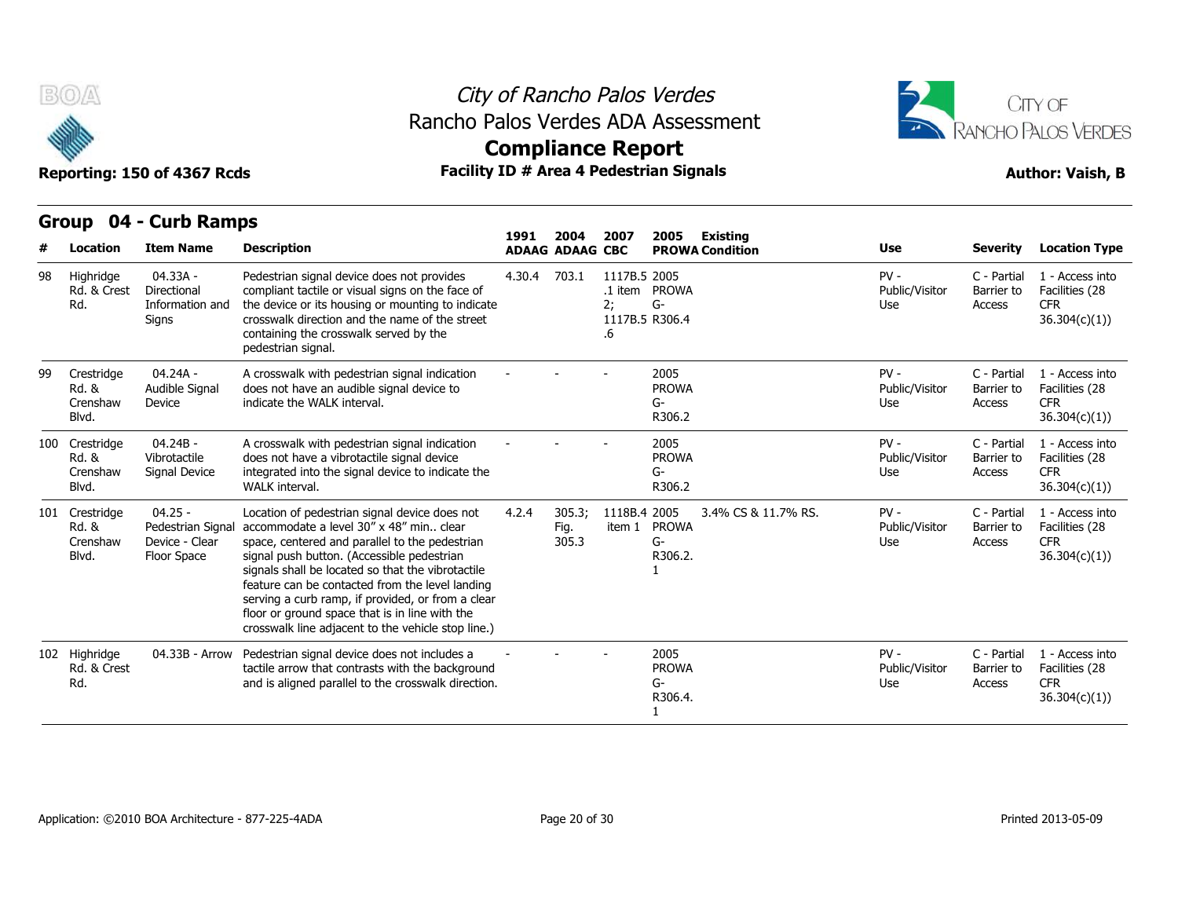# City of Rancho Palos Verdes
## Rancho Palos Verdes ADA Assessment
## Compliance Report

**Reporting: 150 of 4367 Rcds** | **Facility ID # Area 4 Pedestrian Signals** | **Author: Vaish, B**

### Group 04 - Curb Ramps

| # | Location | Item Name | Description | 1991 ADAAG | 2004 ADAAG | 2007 CBC | 2005 PROWA | Existing Condition | Use | Severity | Location Type |
|---|---|---|---|---|---|---|---|---|---|---|---|
| 98 | Highridge Rd. & Crest Rd. | 04.33A - Directional Information and Signs | Pedestrian signal device does not provides compliant tactile or visual signs on the face of the device or its housing or mounting to indicate crosswalk direction and the name of the street containing the crosswalk served by the pedestrian signal. | 4.30.4 | 703.1 | 1117B.5 .1 item 2; 1117B.5 .6 | 2005 PROWA G-R306.4 | | PV - Public/Visitor Use | C - Partial Barrier to Access | 1 - Access into Facilities (28 CFR 36.304(c)(1)) |
| 99 | Crestridge Rd. & Crenshaw Blvd. | 04.24A - Audible Signal Device | A crosswalk with pedestrian signal indication does not have an audible signal device to indicate the WALK interval. | - | - | - | 2005 PROWA G-R306.2 | | PV - Public/Visitor Use | C - Partial Barrier to Access | 1 - Access into Facilities (28 CFR 36.304(c)(1)) |
| 100 | Crestridge Rd. & Crenshaw Blvd. | 04.24B - Vibrotactile Signal Device | A crosswalk with pedestrian signal indication does not have a vibrotactile signal device integrated into the signal device to indicate the WALK interval. | - | - | - | 2005 PROWA G-R306.2 | | PV - Public/Visitor Use | C - Partial Barrier to Access | 1 - Access into Facilities (28 CFR 36.304(c)(1)) |
| 101 | Crestridge Rd. & Crenshaw Blvd. | 04.25 - Pedestrian Signal Device - Clear Floor Space | Location of pedestrian signal device does not accommodate a level 30" x 48" min.. clear space, centered and parallel to the pedestrian signal push button. (Accessible pedestrian signals shall be located so that the vibrotactile feature can be contacted from the level landing serving a curb ramp, if provided, or from a clear floor or ground space that is in line with the crosswalk line adjacent to the vehicle stop line.) | 4.2.4 | 305.3; Fig. 305.3 | 1118B.4 item 1 | 2005 PROWA G-R306.2.1 | 3.4% CS & 11.7% RS. | PV - Public/Visitor Use | C - Partial Barrier to Access | 1 - Access into Facilities (28 CFR 36.304(c)(1)) |
| 102 | Highridge Rd. & Crest Rd. | 04.33B - Arrow | Pedestrian signal device does not includes a tactile arrow that contrasts with the background and is aligned parallel to the crosswalk direction. | - | - | - | 2005 PROWA G-R306.4.1 | | PV - Public/Visitor Use | C - Partial Barrier to Access | 1 - Access into Facilities (28 CFR 36.304(c)(1)) |

Application: ©2010 BOA Architecture - 877-225-4ADA | Printed 2013-05-09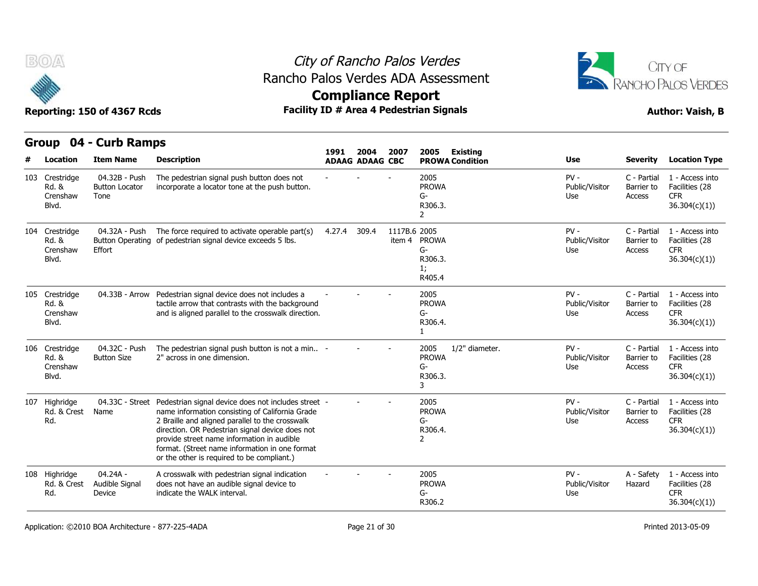# City of Rancho Palos Verdes

## Rancho Palos Verdes ADA Assessment

## Compliance Report

**Reporting: 150 of 4367 Rcds** | **Facility ID # Area 4 Pedestrian Signals** | **Author: Vaish, B**

## Group 04 - Curb Ramps

| # | Location | Item Name | Description | 1991 ADAAG | 2004 ADAAG | 2007 CBC | 2005 PROWA | Existing Condition | Use | Severity | Location Type |
|---|---|---|---|---|---|---|---|---|---|---|---|
| 103 | Crestridge Rd. & Crenshaw Blvd. | 04.32B - Push Button Locator Tone | The pedestrian signal push button does not incorporate a locator tone at the push button. | - | - | - | 2005 PROWA G-R306.3.2 | | PV - Public/Visitor Use | C - Partial Barrier to Access | 1 - Access into Facilities (28 CFR 36.304(c)(1)) |
| 104 | Crestridge Rd. & Crenshaw Blvd. | 04.32A - Push Button Operating Effort | The force required to activate operable part(s) of pedestrian signal device exceeds 5 lbs. | 4.27.4 | 309.4 | 1117B.6 item 4 | 2005 PROWA G-R306.3.1; R405.4 | | PV - Public/Visitor Use | C - Partial Barrier to Access | 1 - Access into Facilities (28 CFR 36.304(c)(1)) |
| 105 | Crestridge Rd. & Crenshaw Blvd. | 04.33B - Arrow | Pedestrian signal device does not includes a tactile arrow that contrasts with the background and is aligned parallel to the crosswalk direction. | - | - | - | 2005 PROWA G-R306.4.1 | | PV - Public/Visitor Use | C - Partial Barrier to Access | 1 - Access into Facilities (28 CFR 36.304(c)(1)) |
| 106 | Crestridge Rd. & Crenshaw Blvd. | 04.32C - Push Button Size | The pedestrian signal push button is not a min.. 2" across in one dimension. | - | - | - | 2005 PROWA G-R306.3.3 | 1/2" diameter. | PV - Public/Visitor Use | C - Partial Barrier to Access | 1 - Access into Facilities (28 CFR 36.304(c)(1)) |
| 107 | Highridge Rd. & Crest Rd. | 04.33C - Street Name | Pedestrian signal device does not includes street name information consisting of California Grade 2 Braille and aligned parallel to the crosswalk direction. OR Pedestrian signal device does not provide street name information in audible format. (Street name information in one format or the other is required to be compliant.) | - | - | - | 2005 PROWA G-R306.4.2 | | PV - Public/Visitor Use | C - Partial Barrier to Access | 1 - Access into Facilities (28 CFR 36.304(c)(1)) |
| 108 | Highridge Rd. & Crest Rd. | 04.24A - Audible Signal Device | A crosswalk with pedestrian signal indication does not have an audible signal device to indicate the WALK interval. | - | - | - | 2005 PROWA G-R306.2 | | PV - Public/Visitor Use | A - Safety Hazard | 1 - Access into Facilities (28 CFR 36.304(c)(1)) |

Application: ©2010 BOA Architecture - 877-225-4ADA | Printed 2013-05-09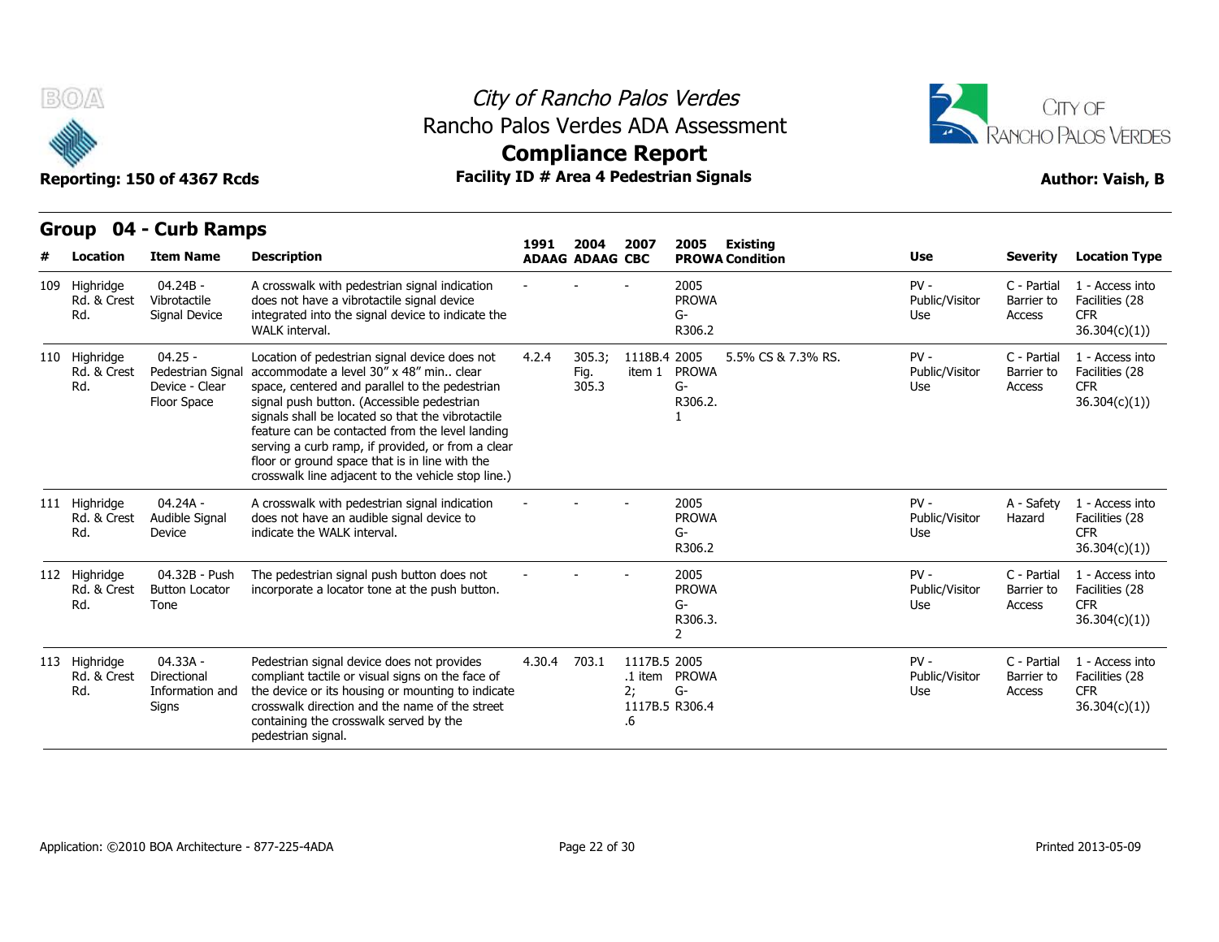# City of Rancho Palos Verdes
## Rancho Palos Verdes ADA Assessment
## Compliance Report

**Reporting: 150 of 4367 Rcds** | **Facility ID # Area 4 Pedestrian Signals** | **Author: Vaish, B**

## Group 04 - Curb Ramps

| # | Location | Item Name | Description | 1991 ADAAG | 2004 ADAAG | 2007 CBC | 2005 PROWA | Existing Condition | Use | Severity | Location Type |
|---|---|---|---|---|---|---|---|---|---|---|---|
| 109 | Highridge Rd. & Crest Rd. | 04.24B - Vibrotactile Signal Device | A crosswalk with pedestrian signal indication does not have a vibrotactile signal device integrated into the signal device to indicate the WALK interval. | - | - | - | 2005 PROWA G-R306.2 | | PV - Public/Visitor Use | C - Partial Barrier to Access | 1 - Access into Facilities (28 CFR 36.304(c)(1)) |
| 110 | Highridge Rd. & Crest Rd. | 04.25 - Pedestrian Signal Device - Clear Floor Space | Location of pedestrian signal device does not accommodate a level 30" x 48" min.. clear space, centered and parallel to the pedestrian signal push button. (Accessible pedestrian signals shall be located so that the vibrotactile feature can be contacted from the level landing serving a curb ramp, if provided, or from a clear floor or ground space that is in line with the crosswalk line adjacent to the vehicle stop line.) | 4.2.4 | 305.3; Fig. 305.3 | 1118B.4 item 1 | 2005 PROWA G-R306.2.1 | 5.5% CS & 7.3% RS. | PV - Public/Visitor Use | C - Partial Barrier to Access | 1 - Access into Facilities (28 CFR 36.304(c)(1)) |
| 111 | Highridge Rd. & Crest Rd. | 04.24A - Audible Signal Device | A crosswalk with pedestrian signal indication does not have an audible signal device to indicate the WALK interval. | - | - | - | 2005 PROWA G-R306.2 | | PV - Public/Visitor Use | A - Safety Hazard | 1 - Access into Facilities (28 CFR 36.304(c)(1)) |
| 112 | Highridge Rd. & Crest Rd. | 04.32B - Push Button Locator Tone | The pedestrian signal push button does not incorporate a locator tone at the push button. | - | - | - | 2005 PROWA G-R306.3.2 | | PV - Public/Visitor Use | C - Partial Barrier to Access | 1 - Access into Facilities (28 CFR 36.304(c)(1)) |
| 113 | Highridge Rd. & Crest Rd. | 04.33A - Directional Information and Signs | Pedestrian signal device does not provides compliant tactile or visual signs on the face of the device or its housing or mounting to indicate crosswalk direction and the name of the street containing the crosswalk served by the pedestrian signal. | 4.30.4 | 703.1 | 1117B.5.1 item 2; 1117B.5.6 | 2005 PROWA G-R306.4 | | PV - Public/Visitor Use | C - Partial Barrier to Access | 1 - Access into Facilities (28 CFR 36.304(c)(1)) |

Application: ©2010 BOA Architecture - 877-225-4ADA | Printed 2013-05-09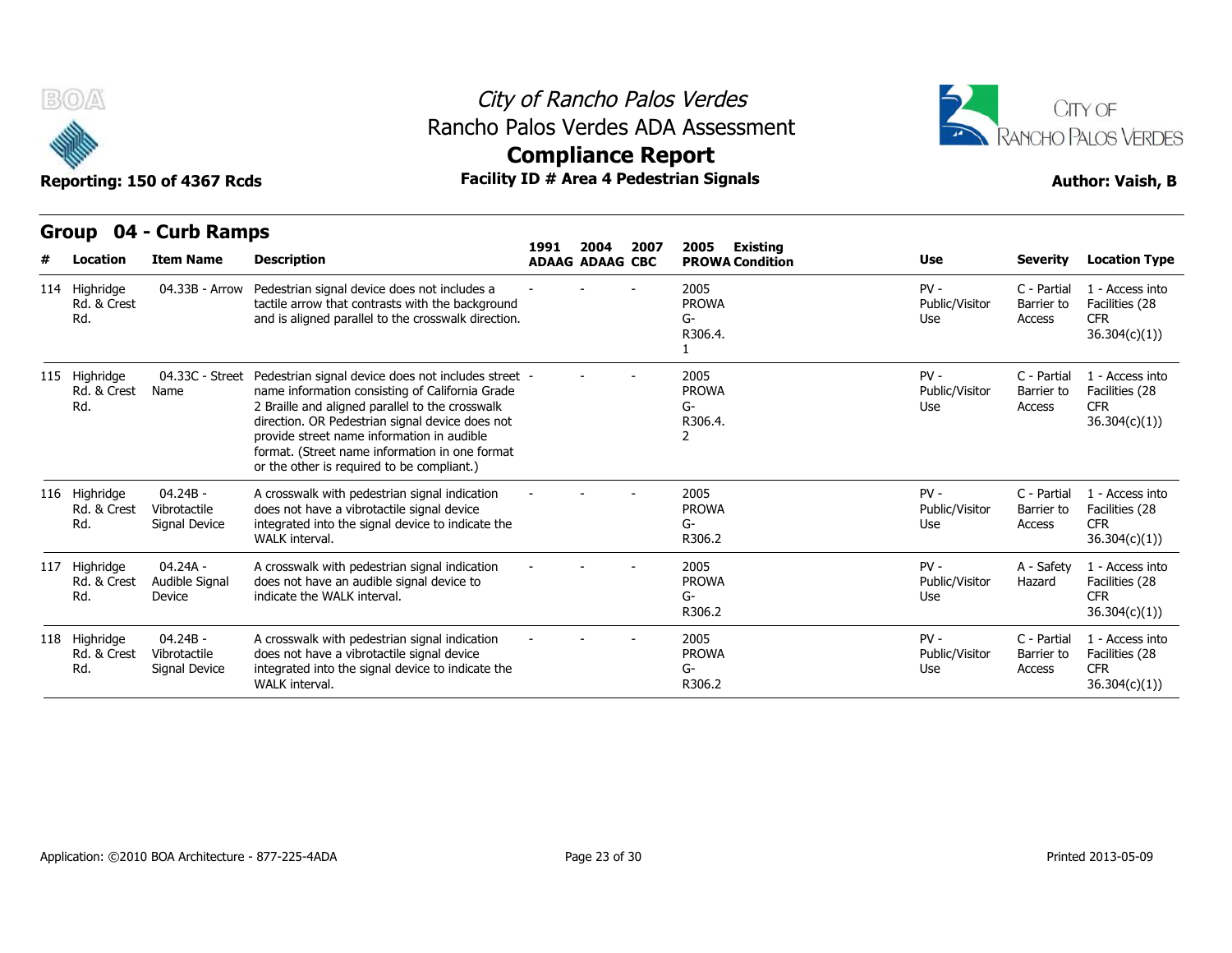# City of Rancho Palos Verdes
## Rancho Palos Verdes ADA Assessment
## Compliance Report

**Reporting: 150 of 4367 Rcds** | **Facility ID # Area 4 Pedestrian Signals** | **Author: Vaish, B**

### Group 04 - Curb Ramps

| # | Location | Item Name | Description | 1991 ADAAG | 2004 ADAAG | 2007 CBC | 2005 PROWA | Existing Condition | Use | Severity | Location Type |
|---|---|---|---|---|---|---|---|---|---|---|---|
| 114 | Highridge Rd. & Crest Rd. | 04.33B - Arrow | Pedestrian signal device does not includes a tactile arrow that contrasts with the background and is aligned parallel to the crosswalk direction. | - | - | - | 2005 PROWA G-R306.4.1 | | PV - Public/Visitor Use | C - Partial Barrier to Access | 1 - Access into Facilities (28 CFR 36.304(c)(1)) |
| 115 | Highridge Rd. & Crest Rd. | 04.33C - Street Name | Pedestrian signal device does not includes street name information consisting of California Grade 2 Braille and aligned parallel to the crosswalk direction. OR Pedestrian signal device does not provide street name information in audible format. (Street name information in one format or the other is required to be compliant.) | - | - | - | 2005 PROWA G-R306.4.2 | | PV - Public/Visitor Use | C - Partial Barrier to Access | 1 - Access into Facilities (28 CFR 36.304(c)(1)) |
| 116 | Highridge Rd. & Crest Rd. | 04.24B - Vibrotactile Signal Device | A crosswalk with pedestrian signal indication does not have a vibrotactile signal device integrated into the signal device to indicate the WALK interval. | - | - | - | 2005 PROWA G-R306.2 | | PV - Public/Visitor Use | C - Partial Barrier to Access | 1 - Access into Facilities (28 CFR 36.304(c)(1)) |
| 117 | Highridge Rd. & Crest Rd. | 04.24A - Audible Signal Device | A crosswalk with pedestrian signal indication does not have an audible signal device to indicate the WALK interval. | - | - | - | 2005 PROWA G-R306.2 | | PV - Public/Visitor Use | A - Safety Hazard | 1 - Access into Facilities (28 CFR 36.304(c)(1)) |
| 118 | Highridge Rd. & Crest Rd. | 04.24B - Vibrotactile Signal Device | A crosswalk with pedestrian signal indication does not have a vibrotactile signal device integrated into the signal device to indicate the WALK interval. | - | - | - | 2005 PROWA G-R306.2 | | PV - Public/Visitor Use | C - Partial Barrier to Access | 1 - Access into Facilities (28 CFR 36.304(c)(1)) |

Application: ©2010 BOA Architecture - 877-225-4ADA

Printed 2013-05-09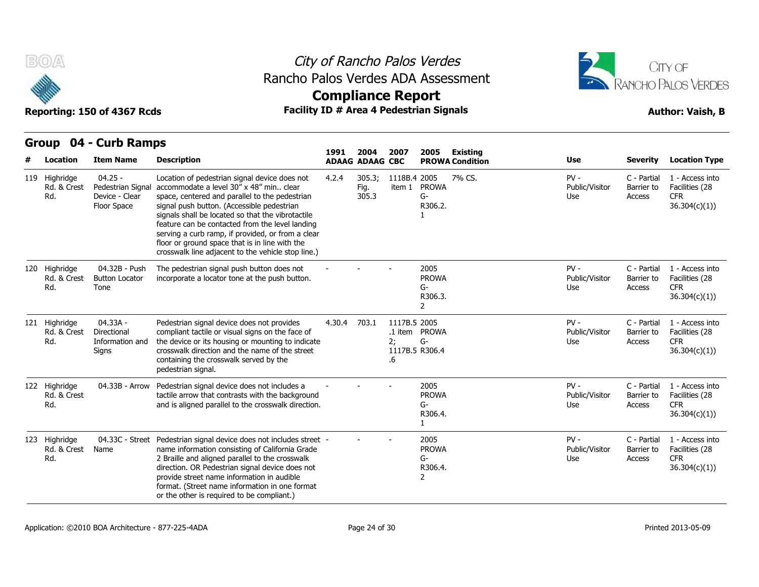City of Rancho Palos Verdes
Rancho Palos Verdes ADA Assessment
**Compliance Report**

**Reporting: 150 of 4367 Rcds** | **Facility ID # Area 4 Pedestrian Signals** | **Author: Vaish, B**

## Group 04 - Curb Ramps

| # | Location | Item Name | Description | 1991 ADAAG | 2004 ADAAG | 2007 CBC | 2005 PROWA | Existing Condition | Use | Severity | Location Type |
|---|---|---|---|---|---|---|---|---|---|---|---|
| 119 | Highridge Rd. & Crest Rd. | 04.25 - Pedestrian Signal Device - Clear Floor Space | Location of pedestrian signal device does not accommodate a level 30" x 48" min.. clear space, centered and parallel to the pedestrian signal push button. (Accessible pedestrian signals shall be located so that the vibrotactile feature can be contacted from the level landing serving a curb ramp, if provided, or from a clear floor or ground space that is in line with the crosswalk line adjacent to the vehicle stop line.) | 4.2.4 | 305.3; Fig. 305.3 | 1118B.4 item 1 | 2005 PROWA G-R306.2.1 | 7% CS. | PV - Public/Visitor Use | C - Partial Barrier to Access | 1 - Access into Facilities (28 CFR 36.304(c)(1)) |
| 120 | Highridge Rd. & Crest Rd. | 04.32B - Push Button Locator Tone | The pedestrian signal push button does not incorporate a locator tone at the push button. | - | - | - | 2005 PROWA G-R306.3.2 | | PV - Public/Visitor Use | C - Partial Barrier to Access | 1 - Access into Facilities (28 CFR 36.304(c)(1)) |
| 121 | Highridge Rd. & Crest Rd. | 04.33A - Directional Information and Signs | Pedestrian signal device does not provides compliant tactile or visual signs on the face of the device or its housing or mounting to indicate crosswalk direction and the name of the street containing the crosswalk served by the pedestrian signal. | 4.30.4 | 703.1 | 1117B.5.1 item 2; 1117B.5.6 | 2005 PROWA G-R306.4 | | PV - Public/Visitor Use | C - Partial Barrier to Access | 1 - Access into Facilities (28 CFR 36.304(c)(1)) |
| 122 | Highridge Rd. & Crest Rd. | 04.33B - Arrow | Pedestrian signal device does not includes a tactile arrow that contrasts with the background and is aligned parallel to the crosswalk direction. | - | - | - | 2005 PROWA G-R306.4.1 | | PV - Public/Visitor Use | C - Partial Barrier to Access | 1 - Access into Facilities (28 CFR 36.304(c)(1)) |
| 123 | Highridge Rd. & Crest Rd. | 04.33C - Street Name | Pedestrian signal device does not includes street name information consisting of California Grade 2 Braille and aligned parallel to the crosswalk direction. OR Pedestrian signal device does not provide street name information in audible format. (Street name information in one format or the other is required to be compliant.) | - | - | - | 2005 PROWA G-R306.4.2 | | PV - Public/Visitor Use | C - Partial Barrier to Access | 1 - Access into Facilities (28 CFR 36.304(c)(1)) |

Application: ©2010 BOA Architecture - 877-225-4ADA | Printed 2013-05-09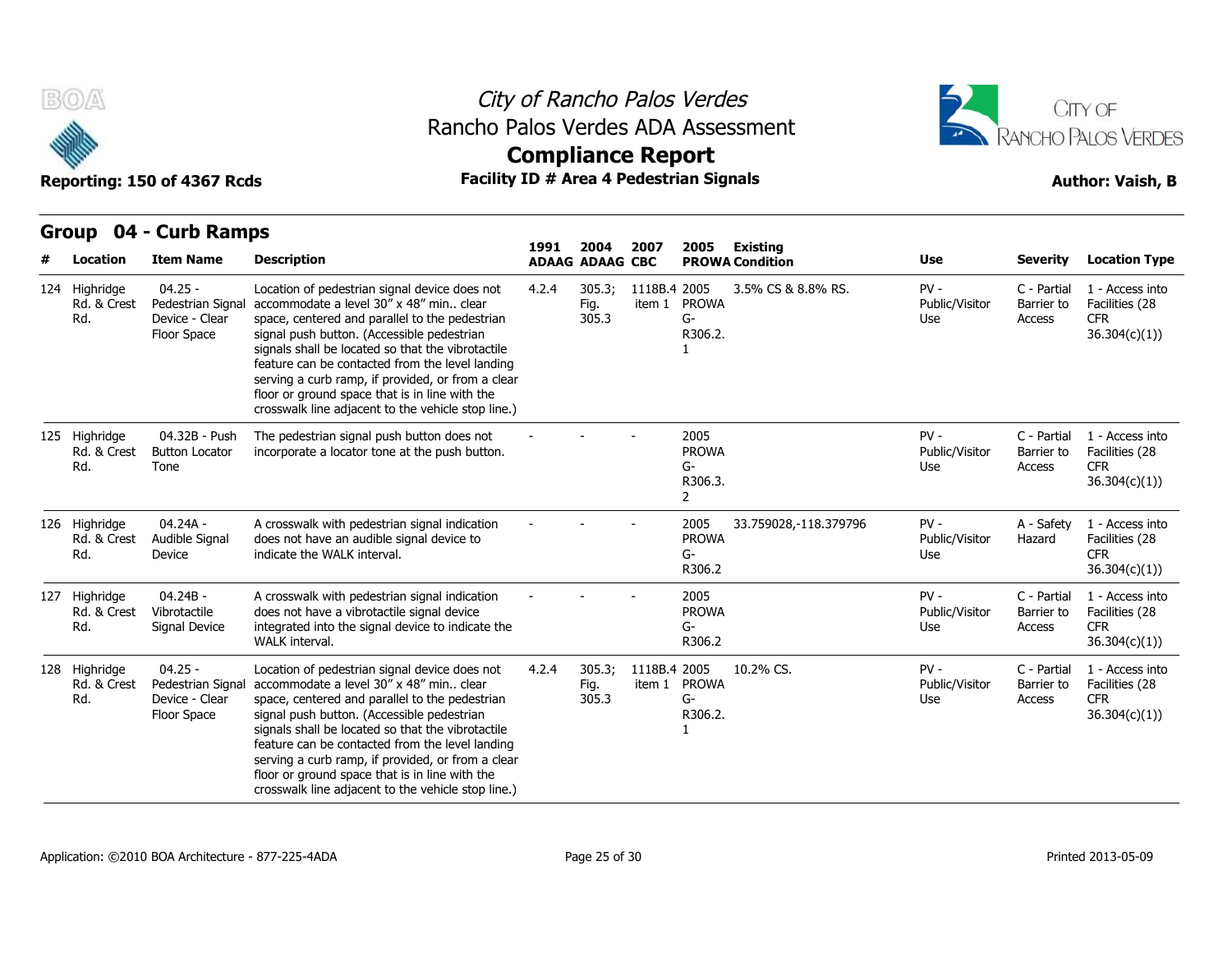# City of Rancho Palos Verdes
## Rancho Palos Verdes ADA Assessment
## Compliance Report

**Reporting: 150 of 4367 Rcds** | **Facility ID # Area 4 Pedestrian Signals** | **Author: Vaish, B**

## Group 04 - Curb Ramps

| # | Location | Item Name | Description | 1991 ADAAG | 2004 ADAAG | 2007 CBC | 2005 PROWA | Existing Condition | Use | Severity | Location Type |
|---|---|---|---|---|---|---|---|---|---|---|---|
| 124 | Highridge Rd. & Crest Rd. | 04.25 - Pedestrian Signal Device - Clear Floor Space | Location of pedestrian signal device does not accommodate a level 30" x 48" min.. clear space, centered and parallel to the pedestrian signal push button. (Accessible pedestrian signals shall be located so that the vibrotactile feature can be contacted from the level landing serving a curb ramp, if provided, or from a clear floor or ground space that is in line with the crosswalk line adjacent to the vehicle stop line.) | 4.2.4 | 305.3; Fig. 305.3 | 1118B.4 item 1 | 2005 PROWA G-R306.2.1 | 3.5% CS & 8.8% RS. | PV - Public/Visitor Use | C - Partial Barrier to Access | 1 - Access into Facilities (28 CFR 36.304(c)(1)) |
| 125 | Highridge Rd. & Crest Rd. | 04.32B - Push Button Locator Tone | The pedestrian signal push button does not incorporate a locator tone at the push button. | - | - | - | 2005 PROWA G-R306.3.2 | | PV - Public/Visitor Use | C - Partial Barrier to Access | 1 - Access into Facilities (28 CFR 36.304(c)(1)) |
| 126 | Highridge Rd. & Crest Rd. | 04.24A - Audible Signal Device | A crosswalk with pedestrian signal indication does not have an audible signal device to indicate the WALK interval. | - | - | - | 2005 PROWA G-R306.2 | 33.759028,-118.379796 | PV - Public/Visitor Use | A - Safety Hazard | 1 - Access into Facilities (28 CFR 36.304(c)(1)) |
| 127 | Highridge Rd. & Crest Rd. | 04.24B - Vibrotactile Signal Device | A crosswalk with pedestrian signal indication does not have a vibrotactile signal device integrated into the signal device to indicate the WALK interval. | - | - | - | 2005 PROWA G-R306.2 | | PV - Public/Visitor Use | C - Partial Barrier to Access | 1 - Access into Facilities (28 CFR 36.304(c)(1)) |
| 128 | Highridge Rd. & Crest Rd. | 04.25 - Pedestrian Signal Device - Clear Floor Space | Location of pedestrian signal device does not accommodate a level 30" x 48" min.. clear space, centered and parallel to the pedestrian signal push button. (Accessible pedestrian signals shall be located so that the vibrotactile feature can be contacted from the level landing serving a curb ramp, if provided, or from a clear floor or ground space that is in line with the crosswalk line adjacent to the vehicle stop line.) | 4.2.4 | 305.3; Fig. 305.3 | 1118B.4 item 1 | 2005 PROWA G-R306.2.1 | 10.2% CS. | PV - Public/Visitor Use | C - Partial Barrier to Access | 1 - Access into Facilities (28 CFR 36.304(c)(1)) |

Application: ©2010 BOA Architecture - 877-225-4ADA

Printed 2013-05-09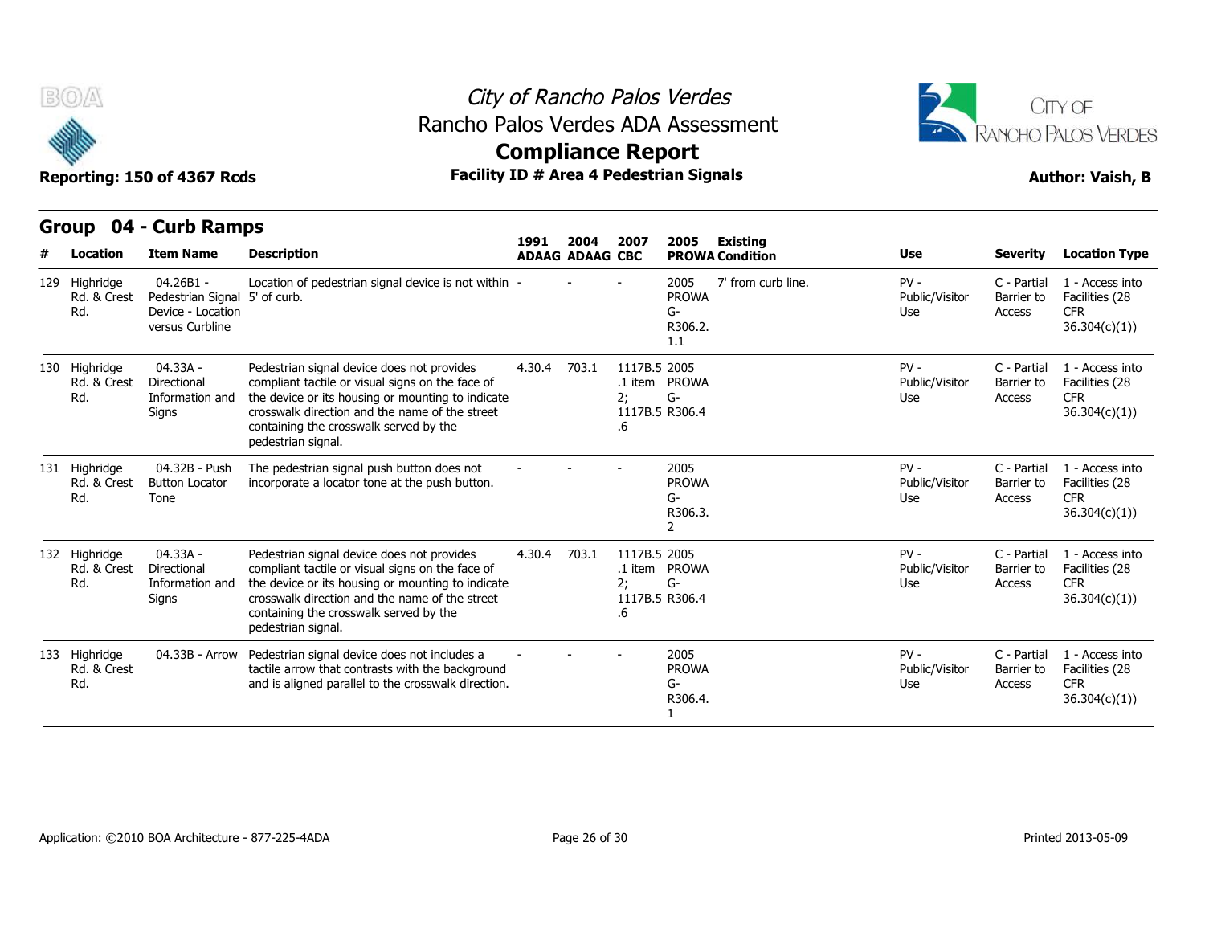# City of Rancho Palos Verdes
## Rancho Palos Verdes ADA Assessment
## Compliance Report

**Reporting: 150 of 4367 Rcds** | **Facility ID # Area 4 Pedestrian Signals** | **Author: Vaish, B**

## Group 04 - Curb Ramps

| # | Location | Item Name | Description | 1991 ADAAG | 2004 ADAAG | 2007 CBC | 2005 PROWA | Existing Condition | Use | Severity | Location Type |
|---|---|---|---|---|---|---|---|---|---|---|---|
| 129 | Highridge Rd. & Crest Rd. | 04.26B1 - Pedestrian Signal Device - Location versus Curbline | Location of pedestrian signal device is not within 5' of curb. | - | - | - | 2005 PROWA G-R306.2.1.1 | 7' from curb line. | PV - Public/Visitor Use | C - Partial Barrier to Access | 1 - Access into Facilities (28 CFR 36.304(c)(1)) |
| 130 | Highridge Rd. & Crest Rd. | 04.33A - Directional Information and Signs | Pedestrian signal device does not provides compliant tactile or visual signs on the face of the device or its housing or mounting to indicate crosswalk direction and the name of the street containing the crosswalk served by the pedestrian signal. | 4.30.4 | 703.1 | 1117B.5.1 item 2; 1117B.5.6 | 2005 PROWA G-R306.4 | | PV - Public/Visitor Use | C - Partial Barrier to Access | 1 - Access into Facilities (28 CFR 36.304(c)(1)) |
| 131 | Highridge Rd. & Crest Rd. | 04.32B - Push Button Locator Tone | The pedestrian signal push button does not incorporate a locator tone at the push button. | - | - | - | 2005 PROWA G-R306.3.2 | | PV - Public/Visitor Use | C - Partial Barrier to Access | 1 - Access into Facilities (28 CFR 36.304(c)(1)) |
| 132 | Highridge Rd. & Crest Rd. | 04.33A - Directional Information and Signs | Pedestrian signal device does not provides compliant tactile or visual signs on the face of the device or its housing or mounting to indicate crosswalk direction and the name of the street containing the crosswalk served by the pedestrian signal. | 4.30.4 | 703.1 | 1117B.5.1 item 2; 1117B.5.6 | 2005 PROWA G-R306.4 | | PV - Public/Visitor Use | C - Partial Barrier to Access | 1 - Access into Facilities (28 CFR 36.304(c)(1)) |
| 133 | Highridge Rd. & Crest Rd. | 04.33B - Arrow | Pedestrian signal device does not includes a tactile arrow that contrasts with the background and is aligned parallel to the crosswalk direction. | - | - | - | 2005 PROWA G-R306.4.1 | | PV - Public/Visitor Use | C - Partial Barrier to Access | 1 - Access into Facilities (28 CFR 36.304(c)(1)) |

Application: ©2010 BOA Architecture - 877-225-4ADA

Printed 2013-05-09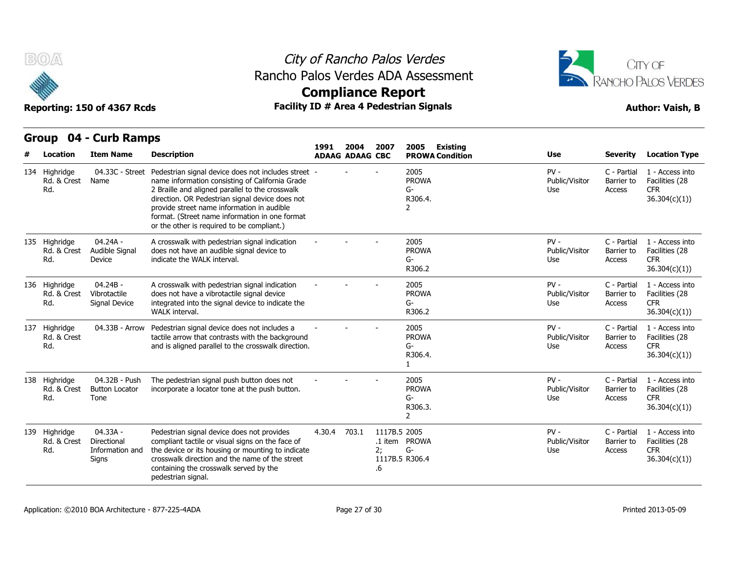# City of Rancho Palos Verdes
## Rancho Palos Verdes ADA Assessment
## Compliance Report

**Reporting: 150 of 4367 Rcds** | **Facility ID # Area 4 Pedestrian Signals** | **Author: Vaish, B**

## Group 04 - Curb Ramps

| # | Location | Item Name | Description | 1991 ADAAG | 2004 ADAAG | 2007 CBC | 2005 PROWA | Existing Condition | Use | Severity | Location Type |
|---|---|---|---|---|---|---|---|---|---|---|---|
| 134 | Highridge Rd. & Crest Rd. | 04.33C - Street Name | Pedestrian signal device does not includes street name information consisting of California Grade 2 Braille and aligned parallel to the crosswalk direction. OR Pedestrian signal device does not provide street name information in audible format. (Street name information in one format or the other is required to be compliant.) | - | - | - | 2005 PROWA G-R306.4.2 | | PV - Public/Visitor Use | C - Partial Barrier to Access | 1 - Access into Facilities (28 CFR 36.304(c)(1)) |
| 135 | Highridge Rd. & Crest Rd. | 04.24A - Audible Signal Device | A crosswalk with pedestrian signal indication does not have an audible signal device to indicate the WALK interval. | - | - | - | 2005 PROWA G-R306.2 | | PV - Public/Visitor Use | C - Partial Barrier to Access | 1 - Access into Facilities (28 CFR 36.304(c)(1)) |
| 136 | Highridge Rd. & Crest Rd. | 04.24B - Vibrotactile Signal Device | A crosswalk with pedestrian signal indication does not have a vibrotactile signal device integrated into the signal device to indicate the WALK interval. | - | - | - | 2005 PROWA G-R306.2 | | PV - Public/Visitor Use | C - Partial Barrier to Access | 1 - Access into Facilities (28 CFR 36.304(c)(1)) |
| 137 | Highridge Rd. & Crest Rd. | 04.33B - Arrow | Pedestrian signal device does not includes a tactile arrow that contrasts with the background and is aligned parallel to the crosswalk direction. | - | - | - | 2005 PROWA G-R306.4.1 | | PV - Public/Visitor Use | C - Partial Barrier to Access | 1 - Access into Facilities (28 CFR 36.304(c)(1)) |
| 138 | Highridge Rd. & Crest Rd. | 04.32B - Push Button Locator Tone | The pedestrian signal push button does not incorporate a locator tone at the push button. | - | - | - | 2005 PROWA G-R306.3.2 | | PV - Public/Visitor Use | C - Partial Barrier to Access | 1 - Access into Facilities (28 CFR 36.304(c)(1)) |
| 139 | Highridge Rd. & Crest Rd. | 04.33A - Directional Information and Signs | Pedestrian signal device does not provides compliant tactile or visual signs on the face of the device or its housing or mounting to indicate crosswalk direction and the name of the street containing the crosswalk served by the pedestrian signal. | 4.30.4 | 703.1 | 1117B.5.1 item 2; 1117B.5.6 | 2005 PROWA G-R306.4 | | PV - Public/Visitor Use | C - Partial Barrier to Access | 1 - Access into Facilities (28 CFR 36.304(c)(1)) |

Application: ©2010 BOA Architecture - 877-225-4ADA | Printed 2013-05-09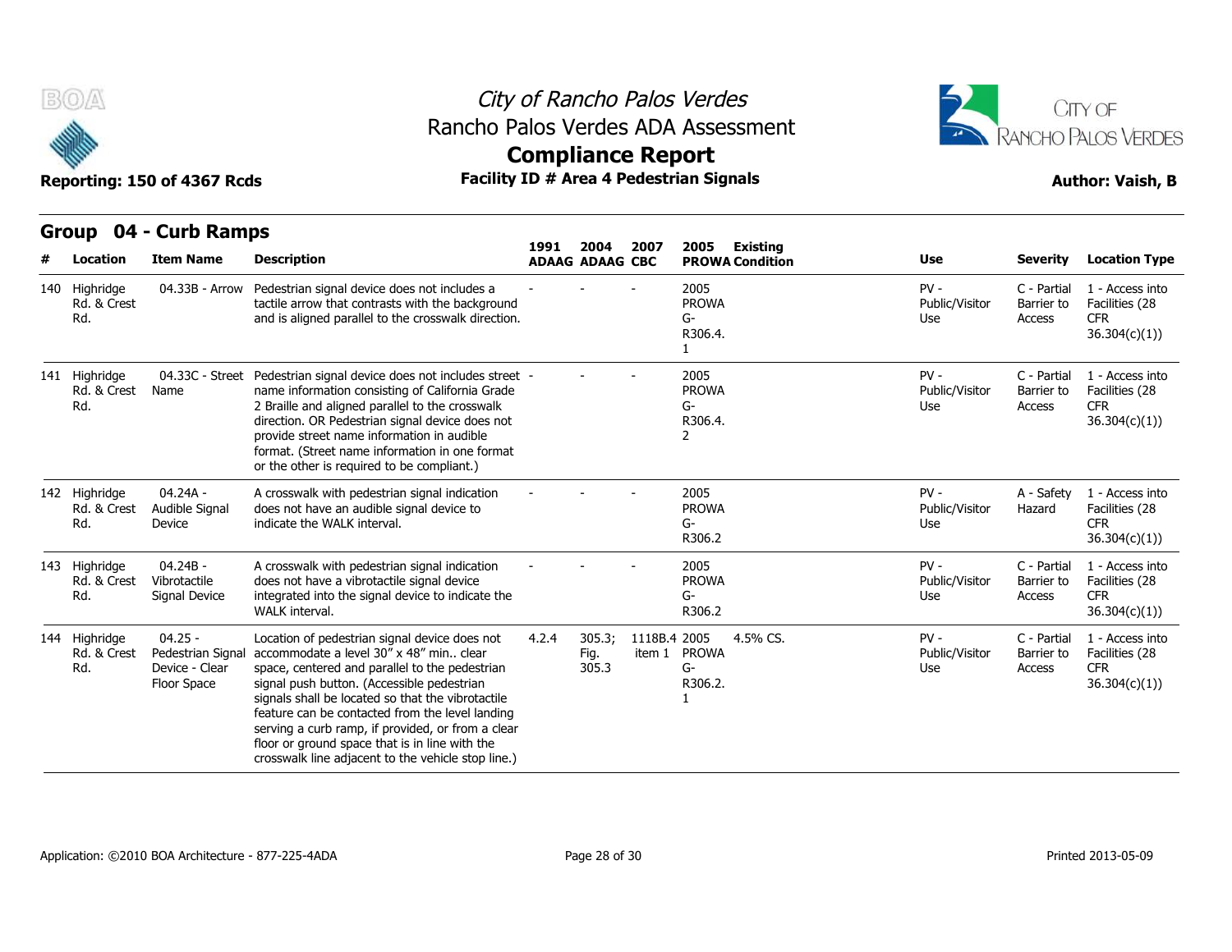# City of Rancho Palos Verdes

## Rancho Palos Verdes ADA Assessment

## Compliance Report

**Reporting: 150 of 4367 Rcds** | **Facility ID # Area 4 Pedestrian Signals** | **Author: Vaish, B**

## Group 04 - Curb Ramps

| # | Location | Item Name | Description | 1991 ADAAG | 2004 ADAAG | 2007 CBC | 2005 PROWA | Existing Condition | Use | Severity | Location Type |
|---|---|---|---|---|---|---|---|---|---|---|---|
| 140 | Highridge Rd. & Crest Rd. | 04.33B - Arrow | Pedestrian signal device does not includes a tactile arrow that contrasts with the background and is aligned parallel to the crosswalk direction. | - | - | - | 2005 PROWA G-R306.4.1 | | PV - Public/Visitor Use | C - Partial Barrier to Access | 1 - Access into Facilities (28 CFR 36.304(c)(1)) |
| 141 | Highridge Rd. & Crest Rd. | 04.33C - Street Name | Pedestrian signal device does not includes street name information consisting of California Grade 2 Braille and aligned parallel to the crosswalk direction. OR Pedestrian signal device does not provide street name information in audible format. (Street name information in one format or the other is required to be compliant.) | - | - | - | 2005 PROWA G-R306.4.2 | | PV - Public/Visitor Use | C - Partial Barrier to Access | 1 - Access into Facilities (28 CFR 36.304(c)(1)) |
| 142 | Highridge Rd. & Crest Rd. | 04.24A - Audible Signal Device | A crosswalk with pedestrian signal indication does not have an audible signal device to indicate the WALK interval. | - | - | - | 2005 PROWA G-R306.2 | | PV - Public/Visitor Use | A - Safety Hazard | 1 - Access into Facilities (28 CFR 36.304(c)(1)) |
| 143 | Highridge Rd. & Crest Rd. | 04.24B - Vibrotactile Signal Device | A crosswalk with pedestrian signal indication does not have a vibrotactile signal device integrated into the signal device to indicate the WALK interval. | - | - | - | 2005 PROWA G-R306.2 | | PV - Public/Visitor Use | C - Partial Barrier to Access | 1 - Access into Facilities (28 CFR 36.304(c)(1)) |
| 144 | Highridge Rd. & Crest Rd. | 04.25 - Pedestrian Signal Device - Clear Floor Space | Location of pedestrian signal device does not accommodate a level 30" x 48" min.. clear space, centered and parallel to the pedestrian signal push button. (Accessible pedestrian signals shall be located so that the vibrotactile feature can be contacted from the level landing serving a curb ramp, if provided, or from a clear floor or ground space that is in line with the crosswalk line adjacent to the vehicle stop line.) | 4.2.4 | 305.3; Fig. 305.3 | 1118B.4 item 1 | 2005 PROWA G-R306.2.1 | 4.5% CS. | PV - Public/Visitor Use | C - Partial Barrier to Access | 1 - Access into Facilities (28 CFR 36.304(c)(1)) |

Application: ©2010 BOA Architecture - 877-225-4ADA | Printed 2013-05-09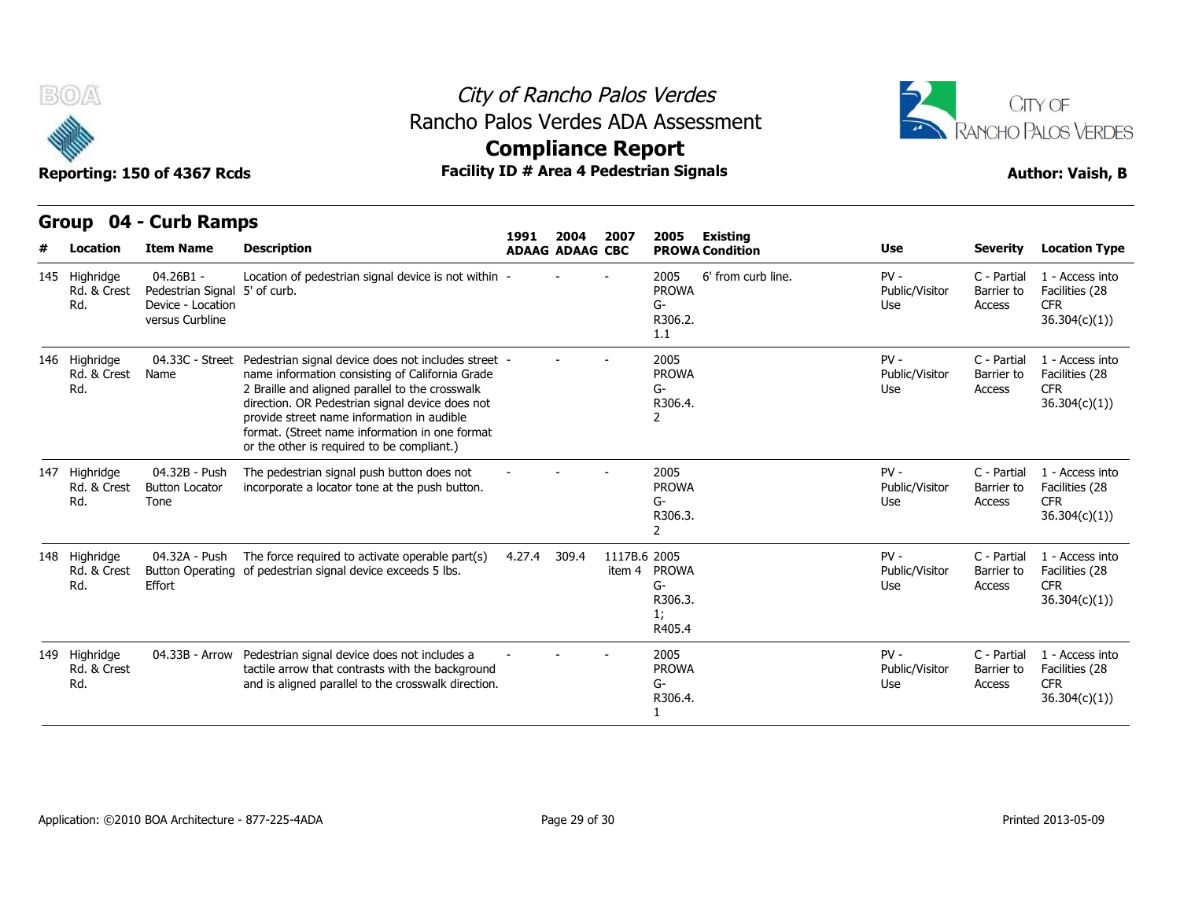City of Rancho Palos Verdes
Rancho Palos Verdes ADA Assessment
**Compliance Report**
**Facility ID # Area 4 Pedestrian Signals**

**Reporting: 150 of 4367 Rcds** **Author: Vaish, B**

## Group 04 - Curb Ramps

| # | Location | Item Name | Description | 1991 ADAAG | 2004 ADAAG | 2007 CBC | 2005 PROWA | Existing Condition | Use | Severity | Location Type |
|---|---|---|---|---|---|---|---|---|---|---|---|
| 145 | Highridge Rd. & Crest Rd. | 04.26B1 - Pedestrian Signal Device - Location versus Curbline | Location of pedestrian signal device is not within 5' of curb. | - | - | - | 2005 PROWA G-R306.2.1.1 | 6' from curb line. | PV - Public/Visitor Use | C - Partial Barrier to Access | 1 - Access into Facilities (28 CFR 36.304(c)(1)) |
| 146 | Highridge Rd. & Crest Rd. | 04.33C - Street Name | Pedestrian signal device does not includes street name information consisting of California Grade 2 Braille and aligned parallel to the crosswalk direction. OR Pedestrian signal device does not provide street name information in audible format. (Street name information in one format or the other is required to be compliant.) | - | - | - | 2005 PROWA G-R306.4.2 | | PV - Public/Visitor Use | C - Partial Barrier to Access | 1 - Access into Facilities (28 CFR 36.304(c)(1)) |
| 147 | Highridge Rd. & Crest Rd. | 04.32B - Push Button Locator Tone | The pedestrian signal push button does not incorporate a locator tone at the push button. | - | - | - | 2005 PROWA G-R306.3.2 | | PV - Public/Visitor Use | C - Partial Barrier to Access | 1 - Access into Facilities (28 CFR 36.304(c)(1)) |
| 148 | Highridge Rd. & Crest Rd. | 04.32A - Push Button Operating Effort | The force required to activate operable part(s) of pedestrian signal device exceeds 5 lbs. | 4.27.4 | 309.4 | 1117B.6 item 4 | 2005 PROWA G-R306.3.1; R405.4 | | PV - Public/Visitor Use | C - Partial Barrier to Access | 1 - Access into Facilities (28 CFR 36.304(c)(1)) |
| 149 | Highridge Rd. & Crest Rd. | 04.33B - Arrow | Pedestrian signal device does not includes a tactile arrow that contrasts with the background and is aligned parallel to the crosswalk direction. | - | - | - | 2005 PROWA G-R306.4.1 | | PV - Public/Visitor Use | C - Partial Barrier to Access | 1 - Access into Facilities (28 CFR 36.304(c)(1)) |

Application: ©2010 BOA Architecture - 877-225-4ADA Printed 2013-05-09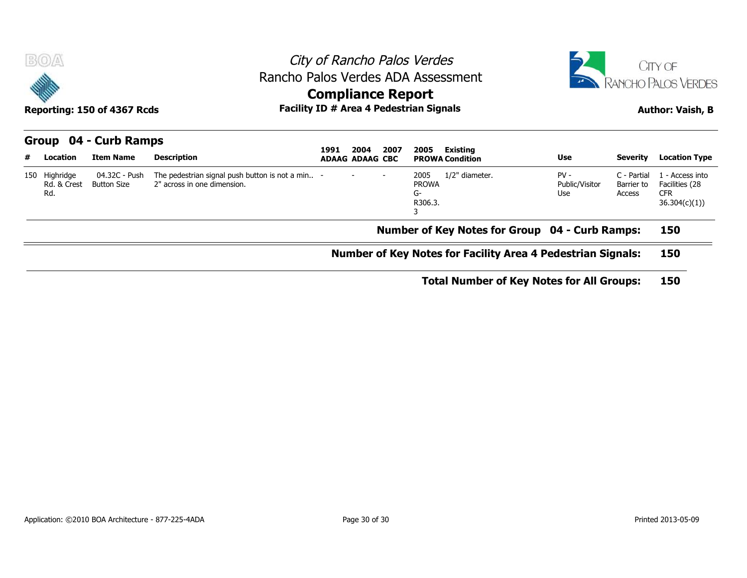City of Rancho Palos Verdes
Rancho Palos Verdes ADA Assessment
**Compliance Report**

**Reporting: 150 of 4367 Rcds** | **Facility ID # Area 4 Pedestrian Signals** | **Author: Vaish, B**

## Group 04 - Curb Ramps

| # | Location | Item Name | Description | 1991 ADAAG | 2004 ADAAG | 2007 CBC | 2005 PROWA | Existing Condition | Use | Severity | Location Type |
|---|---|---|---|---|---|---|---|---|---|---|---|
| 150 | Highridge Rd. & Crest Rd. | 04.32C - Push Button Size | The pedestrian signal push button is not a min.. 2" across in one dimension. | - | - | - | 2005 PROWA G-R306.3.3 | 1/2" diameter. | PV - Public/Visitor Use | C - Partial Barrier to Access | 1 - Access into Facilities (28 CFR 36.304(c)(1)) |

**Number of Key Notes for Group 04 - Curb Ramps: 150**

**Number of Key Notes for Facility Area 4 Pedestrian Signals: 150**

**Total Number of Key Notes for All Groups: 150**

Application: ©2010 BOA Architecture - 877-225-4ADA

Printed 2013-05-09